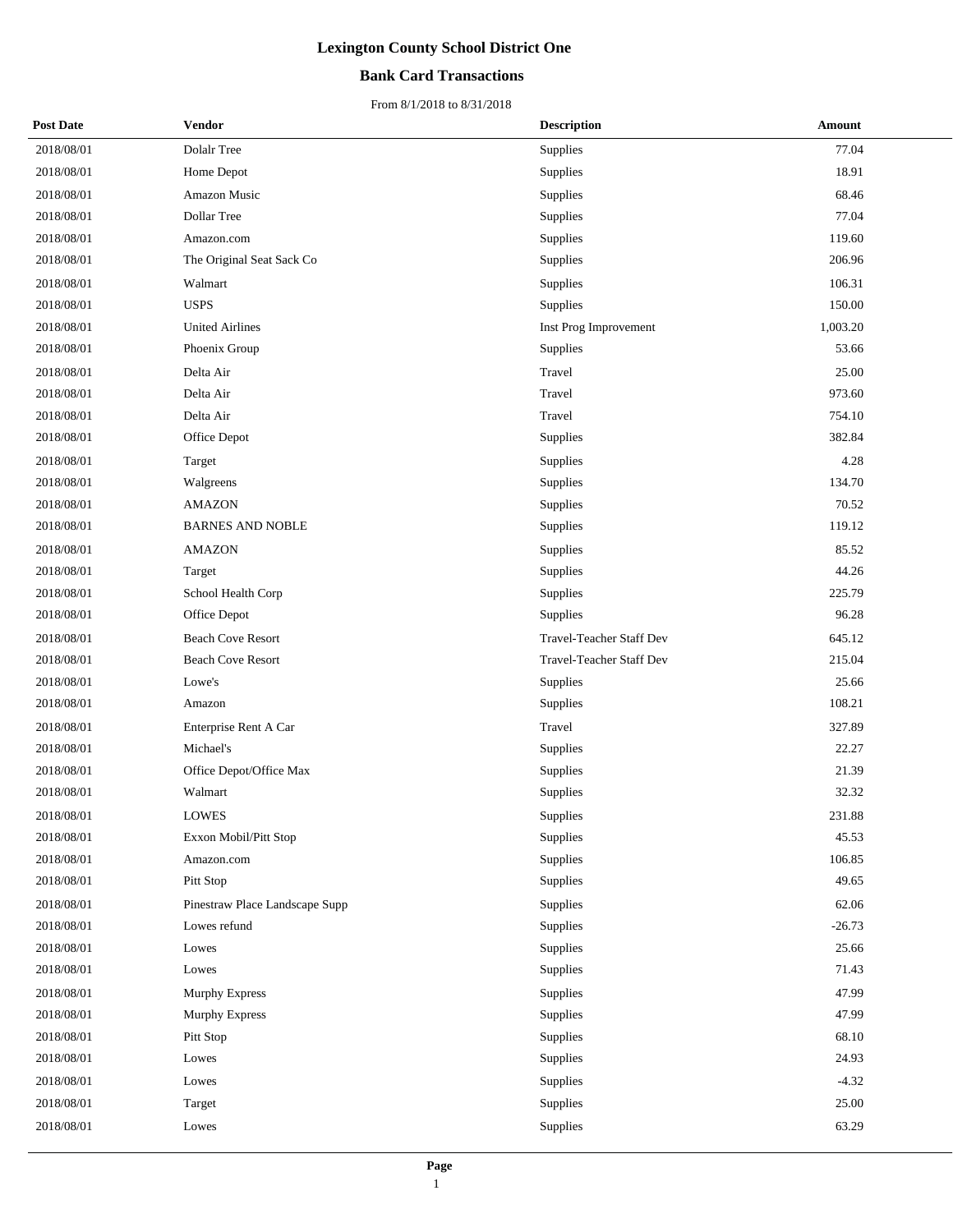# Lexington County School District One

## Bank Card Transactions

From 8/1/2018 to 8/31/2018

| Post Date | Vendor | Description | Amount |
|---|---|---|---|
| 2018/08/01 | Dolalr Tree | Supplies | 77.04 |
| 2018/08/01 | Home Depot | Supplies | 18.91 |
| 2018/08/01 | Amazon Music | Supplies | 68.46 |
| 2018/08/01 | Dollar Tree | Supplies | 77.04 |
| 2018/08/01 | Amazon.com | Supplies | 119.60 |
| 2018/08/01 | The Original Seat Sack Co | Supplies | 206.96 |
| 2018/08/01 | Walmart | Supplies | 106.31 |
| 2018/08/01 | USPS | Supplies | 150.00 |
| 2018/08/01 | United Airlines | Inst Prog Improvement | 1,003.20 |
| 2018/08/01 | Phoenix Group | Supplies | 53.66 |
| 2018/08/01 | Delta Air | Travel | 25.00 |
| 2018/08/01 | Delta Air | Travel | 973.60 |
| 2018/08/01 | Delta Air | Travel | 754.10 |
| 2018/08/01 | Office Depot | Supplies | 382.84 |
| 2018/08/01 | Target | Supplies | 4.28 |
| 2018/08/01 | Walgreens | Supplies | 134.70 |
| 2018/08/01 | AMAZON | Supplies | 70.52 |
| 2018/08/01 | BARNES AND NOBLE | Supplies | 119.12 |
| 2018/08/01 | AMAZON | Supplies | 85.52 |
| 2018/08/01 | Target | Supplies | 44.26 |
| 2018/08/01 | School Health Corp | Supplies | 225.79 |
| 2018/08/01 | Office Depot | Supplies | 96.28 |
| 2018/08/01 | Beach Cove Resort | Travel-Teacher Staff Dev | 645.12 |
| 2018/08/01 | Beach Cove Resort | Travel-Teacher Staff Dev | 215.04 |
| 2018/08/01 | Lowe's | Supplies | 25.66 |
| 2018/08/01 | Amazon | Supplies | 108.21 |
| 2018/08/01 | Enterprise Rent A Car | Travel | 327.89 |
| 2018/08/01 | Michael's | Supplies | 22.27 |
| 2018/08/01 | Office Depot/Office Max | Supplies | 21.39 |
| 2018/08/01 | Walmart | Supplies | 32.32 |
| 2018/08/01 | LOWES | Supplies | 231.88 |
| 2018/08/01 | Exxon Mobil/Pitt Stop | Supplies | 45.53 |
| 2018/08/01 | Amazon.com | Supplies | 106.85 |
| 2018/08/01 | Pitt Stop | Supplies | 49.65 |
| 2018/08/01 | Pinestraw Place Landscape Supp | Supplies | 62.06 |
| 2018/08/01 | Lowes refund | Supplies | -26.73 |
| 2018/08/01 | Lowes | Supplies | 25.66 |
| 2018/08/01 | Lowes | Supplies | 71.43 |
| 2018/08/01 | Murphy Express | Supplies | 47.99 |
| 2018/08/01 | Murphy Express | Supplies | 47.99 |
| 2018/08/01 | Pitt Stop | Supplies | 68.10 |
| 2018/08/01 | Lowes | Supplies | 24.93 |
| 2018/08/01 | Lowes | Supplies | -4.32 |
| 2018/08/01 | Target | Supplies | 25.00 |
| 2018/08/01 | Lowes | Supplies | 63.29 |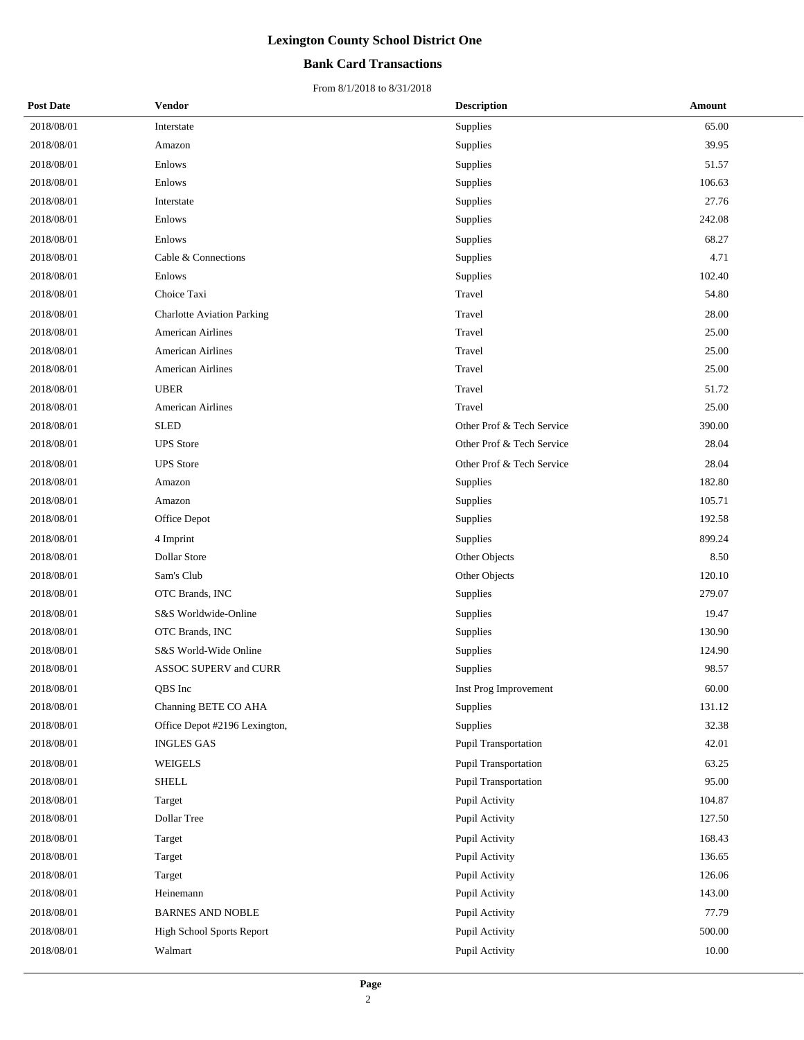# Lexington County School District One

## Bank Card Transactions

From 8/1/2018 to 8/31/2018

| Post Date | Vendor | Description | Amount |
|---|---|---|---|
| 2018/08/01 | Interstate | Supplies | 65.00 |
| 2018/08/01 | Amazon | Supplies | 39.95 |
| 2018/08/01 | Enlows | Supplies | 51.57 |
| 2018/08/01 | Enlows | Supplies | 106.63 |
| 2018/08/01 | Interstate | Supplies | 27.76 |
| 2018/08/01 | Enlows | Supplies | 242.08 |
| 2018/08/01 | Enlows | Supplies | 68.27 |
| 2018/08/01 | Cable & Connections | Supplies | 4.71 |
| 2018/08/01 | Enlows | Supplies | 102.40 |
| 2018/08/01 | Choice Taxi | Travel | 54.80 |
| 2018/08/01 | Charlotte Aviation Parking | Travel | 28.00 |
| 2018/08/01 | American Airlines | Travel | 25.00 |
| 2018/08/01 | American Airlines | Travel | 25.00 |
| 2018/08/01 | American Airlines | Travel | 25.00 |
| 2018/08/01 | UBER | Travel | 51.72 |
| 2018/08/01 | American Airlines | Travel | 25.00 |
| 2018/08/01 | SLED | Other Prof & Tech Service | 390.00 |
| 2018/08/01 | UPS Store | Other Prof & Tech Service | 28.04 |
| 2018/08/01 | UPS Store | Other Prof & Tech Service | 28.04 |
| 2018/08/01 | Amazon | Supplies | 182.80 |
| 2018/08/01 | Amazon | Supplies | 105.71 |
| 2018/08/01 | Office Depot | Supplies | 192.58 |
| 2018/08/01 | 4 Imprint | Supplies | 899.24 |
| 2018/08/01 | Dollar Store | Other Objects | 8.50 |
| 2018/08/01 | Sam's Club | Other Objects | 120.10 |
| 2018/08/01 | OTC Brands, INC | Supplies | 279.07 |
| 2018/08/01 | S&S Worldwide-Online | Supplies | 19.47 |
| 2018/08/01 | OTC Brands, INC | Supplies | 130.90 |
| 2018/08/01 | S&S World-Wide Online | Supplies | 124.90 |
| 2018/08/01 | ASSOC SUPERV and CURR | Supplies | 98.57 |
| 2018/08/01 | QBS Inc | Inst Prog Improvement | 60.00 |
| 2018/08/01 | Channing BETE CO AHA | Supplies | 131.12 |
| 2018/08/01 | Office Depot #2196 Lexington, | Supplies | 32.38 |
| 2018/08/01 | INGLES GAS | Pupil Transportation | 42.01 |
| 2018/08/01 | WEIGELS | Pupil Transportation | 63.25 |
| 2018/08/01 | SHELL | Pupil Transportation | 95.00 |
| 2018/08/01 | Target | Pupil Activity | 104.87 |
| 2018/08/01 | Dollar Tree | Pupil Activity | 127.50 |
| 2018/08/01 | Target | Pupil Activity | 168.43 |
| 2018/08/01 | Target | Pupil Activity | 136.65 |
| 2018/08/01 | Target | Pupil Activity | 126.06 |
| 2018/08/01 | Heinemann | Pupil Activity | 143.00 |
| 2018/08/01 | BARNES AND NOBLE | Pupil Activity | 77.79 |
| 2018/08/01 | High School Sports Report | Pupil Activity | 500.00 |
| 2018/08/01 | Walmart | Pupil Activity | 10.00 |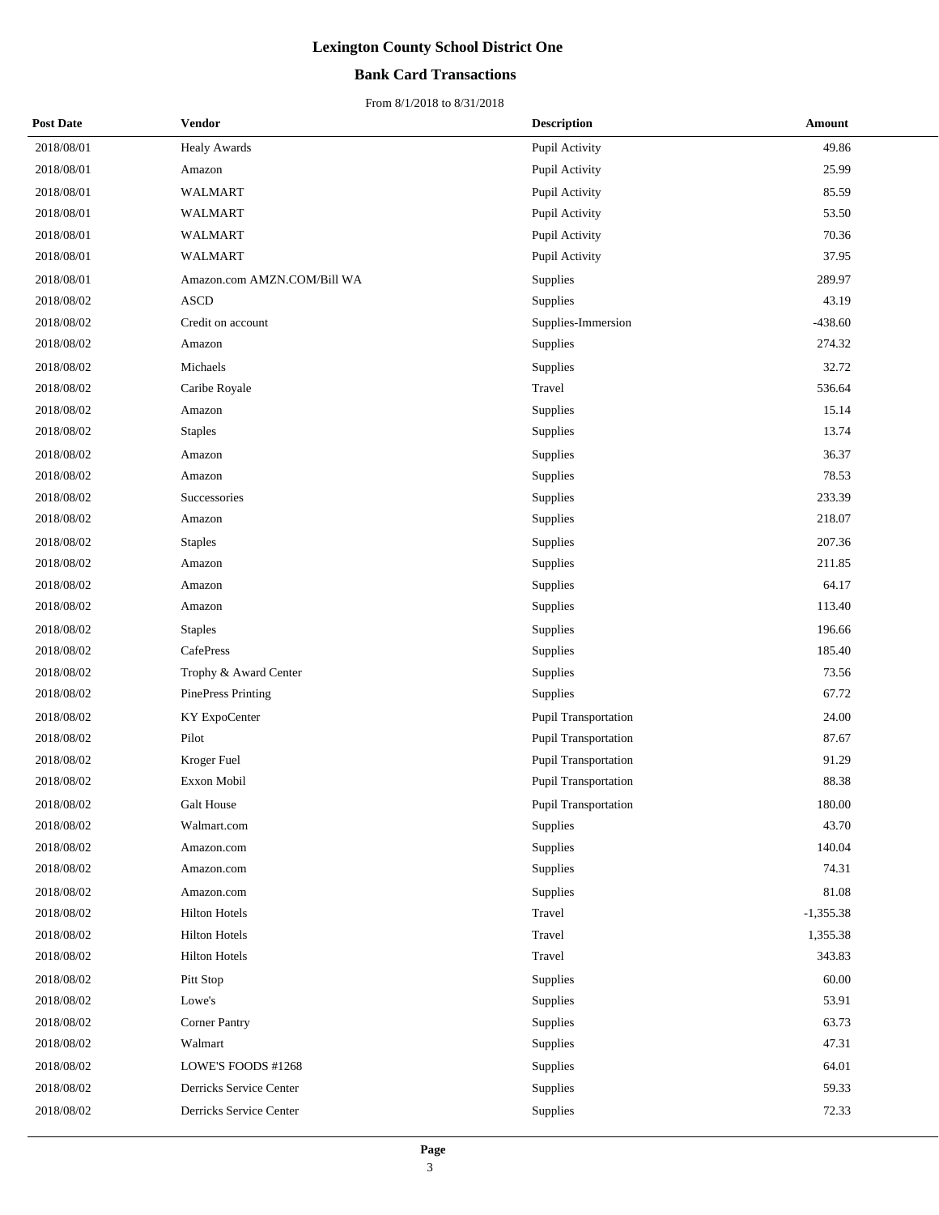# Lexington County School District One

## Bank Card Transactions

From 8/1/2018 to 8/31/2018

| Post Date | Vendor | Description | Amount |
|---|---|---|---|
| 2018/08/01 | Healy Awards | Pupil Activity | 49.86 |
| 2018/08/01 | Amazon | Pupil Activity | 25.99 |
| 2018/08/01 | WALMART | Pupil Activity | 85.59 |
| 2018/08/01 | WALMART | Pupil Activity | 53.50 |
| 2018/08/01 | WALMART | Pupil Activity | 70.36 |
| 2018/08/01 | WALMART | Pupil Activity | 37.95 |
| 2018/08/01 | Amazon.com AMZN.COM/Bill WA | Supplies | 289.97 |
| 2018/08/02 | ASCD | Supplies | 43.19 |
| 2018/08/02 | Credit on account | Supplies-Immersion | -438.60 |
| 2018/08/02 | Amazon | Supplies | 274.32 |
| 2018/08/02 | Michaels | Supplies | 32.72 |
| 2018/08/02 | Caribe Royale | Travel | 536.64 |
| 2018/08/02 | Amazon | Supplies | 15.14 |
| 2018/08/02 | Staples | Supplies | 13.74 |
| 2018/08/02 | Amazon | Supplies | 36.37 |
| 2018/08/02 | Amazon | Supplies | 78.53 |
| 2018/08/02 | Successories | Supplies | 233.39 |
| 2018/08/02 | Amazon | Supplies | 218.07 |
| 2018/08/02 | Staples | Supplies | 207.36 |
| 2018/08/02 | Amazon | Supplies | 211.85 |
| 2018/08/02 | Amazon | Supplies | 64.17 |
| 2018/08/02 | Amazon | Supplies | 113.40 |
| 2018/08/02 | Staples | Supplies | 196.66 |
| 2018/08/02 | CafePress | Supplies | 185.40 |
| 2018/08/02 | Trophy & Award Center | Supplies | 73.56 |
| 2018/08/02 | PinePress Printing | Supplies | 67.72 |
| 2018/08/02 | KY ExpoCenter | Pupil Transportation | 24.00 |
| 2018/08/02 | Pilot | Pupil Transportation | 87.67 |
| 2018/08/02 | Kroger Fuel | Pupil Transportation | 91.29 |
| 2018/08/02 | Exxon Mobil | Pupil Transportation | 88.38 |
| 2018/08/02 | Galt House | Pupil Transportation | 180.00 |
| 2018/08/02 | Walmart.com | Supplies | 43.70 |
| 2018/08/02 | Amazon.com | Supplies | 140.04 |
| 2018/08/02 | Amazon.com | Supplies | 74.31 |
| 2018/08/02 | Amazon.com | Supplies | 81.08 |
| 2018/08/02 | Hilton Hotels | Travel | -1,355.38 |
| 2018/08/02 | Hilton Hotels | Travel | 1,355.38 |
| 2018/08/02 | Hilton Hotels | Travel | 343.83 |
| 2018/08/02 | Pitt Stop | Supplies | 60.00 |
| 2018/08/02 | Lowe's | Supplies | 53.91 |
| 2018/08/02 | Corner Pantry | Supplies | 63.73 |
| 2018/08/02 | Walmart | Supplies | 47.31 |
| 2018/08/02 | LOWE'S FOODS #1268 | Supplies | 64.01 |
| 2018/08/02 | Derricks Service Center | Supplies | 59.33 |
| 2018/08/02 | Derricks Service Center | Supplies | 72.33 |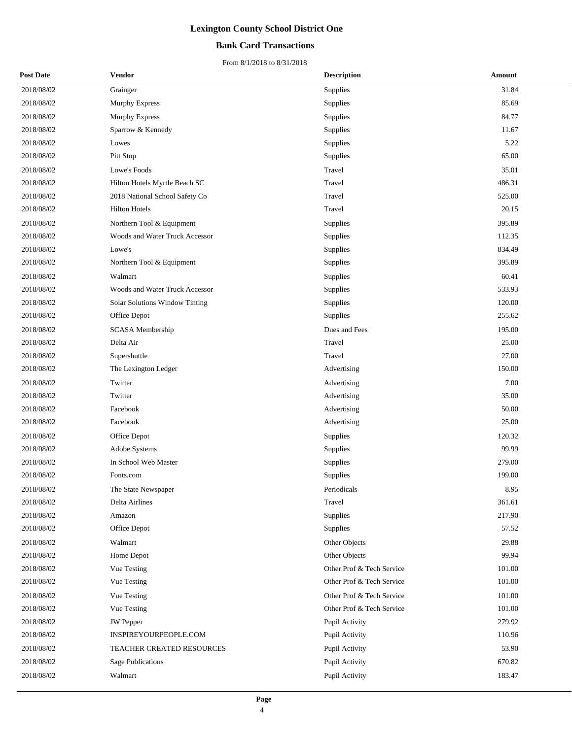# Lexington County School District One

## Bank Card Transactions

From 8/1/2018 to 8/31/2018

| Post Date | Vendor | Description | Amount |
|---|---|---|---|
| 2018/08/02 | Grainger | Supplies | 31.84 |
| 2018/08/02 | Murphy Express | Supplies | 85.69 |
| 2018/08/02 | Murphy Express | Supplies | 84.77 |
| 2018/08/02 | Sparrow & Kennedy | Supplies | 11.67 |
| 2018/08/02 | Lowes | Supplies | 5.22 |
| 2018/08/02 | Pitt Stop | Supplies | 65.00 |
| 2018/08/02 | Lowe's Foods | Travel | 35.01 |
| 2018/08/02 | Hilton Hotels Myrtle Beach SC | Travel | 486.31 |
| 2018/08/02 | 2018 National School Safety Co | Travel | 525.00 |
| 2018/08/02 | Hilton Hotels | Travel | 20.15 |
| 2018/08/02 | Northern Tool & Equipment | Supplies | 395.89 |
| 2018/08/02 | Woods and Water Truck Accessor | Supplies | 112.35 |
| 2018/08/02 | Lowe's | Supplies | 834.49 |
| 2018/08/02 | Northern Tool & Equipment | Supplies | 395.89 |
| 2018/08/02 | Walmart | Supplies | 60.41 |
| 2018/08/02 | Woods and Water Truck Accessor | Supplies | 533.93 |
| 2018/08/02 | Solar Solutions Window Tinting | Supplies | 120.00 |
| 2018/08/02 | Office Depot | Supplies | 255.62 |
| 2018/08/02 | SCASA Membership | Dues and Fees | 195.00 |
| 2018/08/02 | Delta Air | Travel | 25.00 |
| 2018/08/02 | Supershuttle | Travel | 27.00 |
| 2018/08/02 | The Lexington Ledger | Advertising | 150.00 |
| 2018/08/02 | Twitter | Advertising | 7.00 |
| 2018/08/02 | Twitter | Advertising | 35.00 |
| 2018/08/02 | Facebook | Advertising | 50.00 |
| 2018/08/02 | Facebook | Advertising | 25.00 |
| 2018/08/02 | Office Depot | Supplies | 120.32 |
| 2018/08/02 | Adobe Systems | Supplies | 99.99 |
| 2018/08/02 | In School Web Master | Supplies | 279.00 |
| 2018/08/02 | Fonts.com | Supplies | 199.00 |
| 2018/08/02 | The State Newspaper | Periodicals | 8.95 |
| 2018/08/02 | Delta Airlines | Travel | 361.61 |
| 2018/08/02 | Amazon | Supplies | 217.90 |
| 2018/08/02 | Office Depot | Supplies | 57.52 |
| 2018/08/02 | Walmart | Other Objects | 29.88 |
| 2018/08/02 | Home Depot | Other Objects | 99.94 |
| 2018/08/02 | Vue Testing | Other Prof & Tech Service | 101.00 |
| 2018/08/02 | Vue Testing | Other Prof & Tech Service | 101.00 |
| 2018/08/02 | Vue Testing | Other Prof & Tech Service | 101.00 |
| 2018/08/02 | Vue Testing | Other Prof & Tech Service | 101.00 |
| 2018/08/02 | JW Pepper | Pupil Activity | 279.92 |
| 2018/08/02 | INSPIREYOURPEOPLE.COM | Pupil Activity | 110.96 |
| 2018/08/02 | TEACHER CREATED RESOURCES | Pupil Activity | 53.90 |
| 2018/08/02 | Sage Publications | Pupil Activity | 670.82 |
| 2018/08/02 | Walmart | Pupil Activity | 183.47 |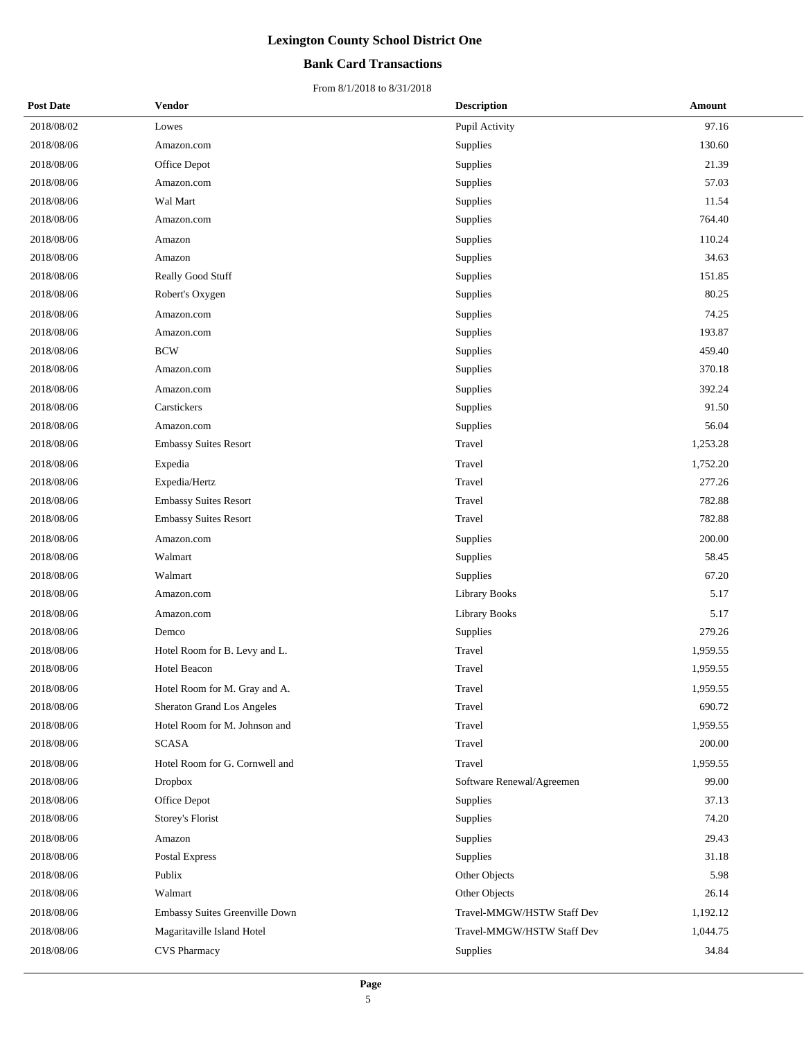# Lexington County School District One

## Bank Card Transactions

From 8/1/2018 to 8/31/2018

| Post Date | Vendor | Description | Amount |
|---|---|---|---|
| 2018/08/02 | Lowes | Pupil Activity | 97.16 |
| 2018/08/06 | Amazon.com | Supplies | 130.60 |
| 2018/08/06 | Office Depot | Supplies | 21.39 |
| 2018/08/06 | Amazon.com | Supplies | 57.03 |
| 2018/08/06 | Wal Mart | Supplies | 11.54 |
| 2018/08/06 | Amazon.com | Supplies | 764.40 |
| 2018/08/06 | Amazon | Supplies | 110.24 |
| 2018/08/06 | Amazon | Supplies | 34.63 |
| 2018/08/06 | Really Good Stuff | Supplies | 151.85 |
| 2018/08/06 | Robert's Oxygen | Supplies | 80.25 |
| 2018/08/06 | Amazon.com | Supplies | 74.25 |
| 2018/08/06 | Amazon.com | Supplies | 193.87 |
| 2018/08/06 | BCW | Supplies | 459.40 |
| 2018/08/06 | Amazon.com | Supplies | 370.18 |
| 2018/08/06 | Amazon.com | Supplies | 392.24 |
| 2018/08/06 | Carstickers | Supplies | 91.50 |
| 2018/08/06 | Amazon.com | Supplies | 56.04 |
| 2018/08/06 | Embassy Suites Resort | Travel | 1,253.28 |
| 2018/08/06 | Expedia | Travel | 1,752.20 |
| 2018/08/06 | Expedia/Hertz | Travel | 277.26 |
| 2018/08/06 | Embassy Suites Resort | Travel | 782.88 |
| 2018/08/06 | Embassy Suites Resort | Travel | 782.88 |
| 2018/08/06 | Amazon.com | Supplies | 200.00 |
| 2018/08/06 | Walmart | Supplies | 58.45 |
| 2018/08/06 | Walmart | Supplies | 67.20 |
| 2018/08/06 | Amazon.com | Library Books | 5.17 |
| 2018/08/06 | Amazon.com | Library Books | 5.17 |
| 2018/08/06 | Demco | Supplies | 279.26 |
| 2018/08/06 | Hotel Room for B. Levy and L. | Travel | 1,959.55 |
| 2018/08/06 | Hotel Beacon | Travel | 1,959.55 |
| 2018/08/06 | Hotel Room for M. Gray and A. | Travel | 1,959.55 |
| 2018/08/06 | Sheraton Grand Los Angeles | Travel | 690.72 |
| 2018/08/06 | Hotel Room for M. Johnson and | Travel | 1,959.55 |
| 2018/08/06 | SCASA | Travel | 200.00 |
| 2018/08/06 | Hotel Room for G. Cornwell and | Travel | 1,959.55 |
| 2018/08/06 | Dropbox | Software Renewal/Agreemen | 99.00 |
| 2018/08/06 | Office Depot | Supplies | 37.13 |
| 2018/08/06 | Storey's Florist | Supplies | 74.20 |
| 2018/08/06 | Amazon | Supplies | 29.43 |
| 2018/08/06 | Postal Express | Supplies | 31.18 |
| 2018/08/06 | Publix | Other Objects | 5.98 |
| 2018/08/06 | Walmart | Other Objects | 26.14 |
| 2018/08/06 | Embassy Suites Greenville Down | Travel-MMGW/HSTW Staff Dev | 1,192.12 |
| 2018/08/06 | Magaritaville Island Hotel | Travel-MMGW/HSTW Staff Dev | 1,044.75 |
| 2018/08/06 | CVS Pharmacy | Supplies | 34.84 |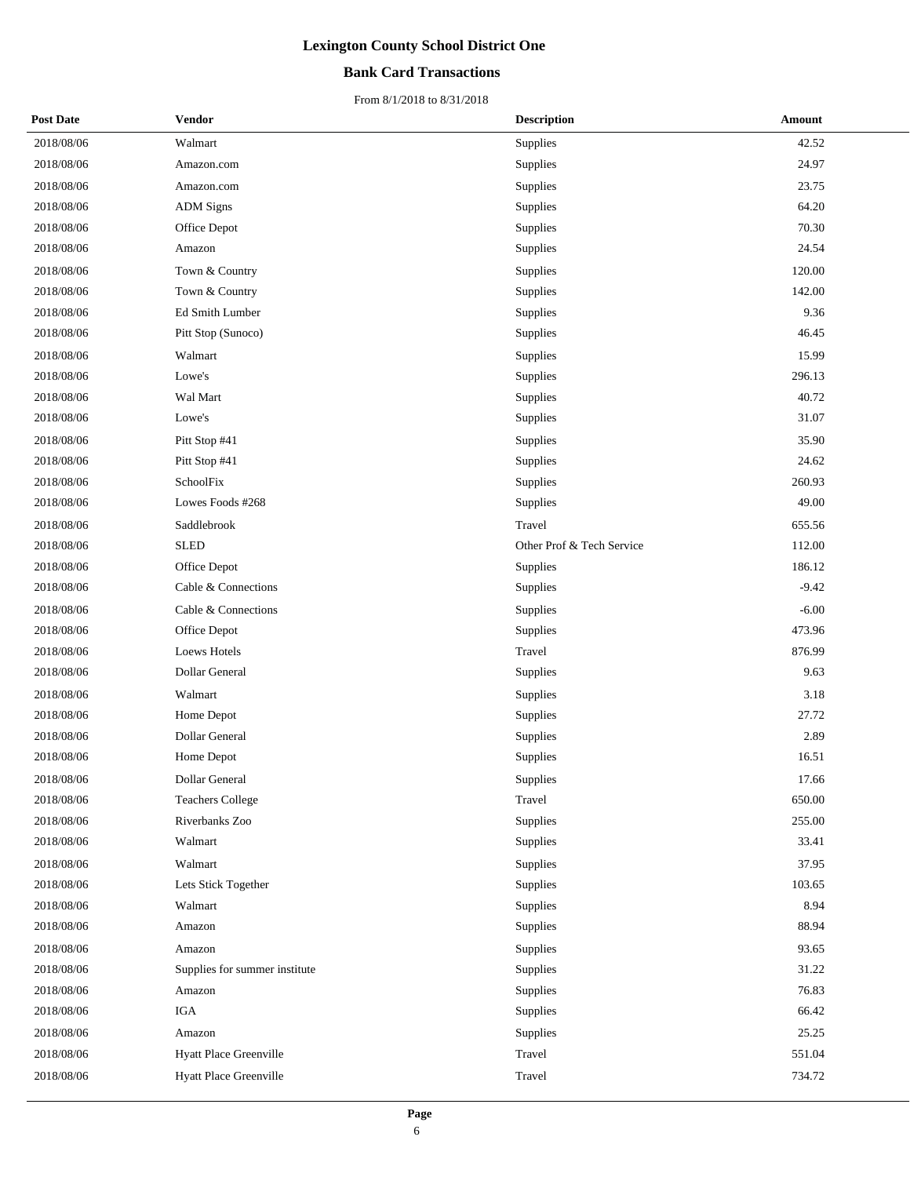# Lexington County School District One

## Bank Card Transactions

From 8/1/2018 to 8/31/2018

| Post Date | Vendor | Description | Amount |
|---|---|---|---|
| 2018/08/06 | Walmart | Supplies | 42.52 |
| 2018/08/06 | Amazon.com | Supplies | 24.97 |
| 2018/08/06 | Amazon.com | Supplies | 23.75 |
| 2018/08/06 | ADM Signs | Supplies | 64.20 |
| 2018/08/06 | Office Depot | Supplies | 70.30 |
| 2018/08/06 | Amazon | Supplies | 24.54 |
| 2018/08/06 | Town & Country | Supplies | 120.00 |
| 2018/08/06 | Town & Country | Supplies | 142.00 |
| 2018/08/06 | Ed Smith Lumber | Supplies | 9.36 |
| 2018/08/06 | Pitt Stop (Sunoco) | Supplies | 46.45 |
| 2018/08/06 | Walmart | Supplies | 15.99 |
| 2018/08/06 | Lowe's | Supplies | 296.13 |
| 2018/08/06 | Wal Mart | Supplies | 40.72 |
| 2018/08/06 | Lowe's | Supplies | 31.07 |
| 2018/08/06 | Pitt Stop #41 | Supplies | 35.90 |
| 2018/08/06 | Pitt Stop #41 | Supplies | 24.62 |
| 2018/08/06 | SchoolFix | Supplies | 260.93 |
| 2018/08/06 | Lowes Foods #268 | Supplies | 49.00 |
| 2018/08/06 | Saddlebrook | Travel | 655.56 |
| 2018/08/06 | SLED | Other Prof & Tech Service | 112.00 |
| 2018/08/06 | Office Depot | Supplies | 186.12 |
| 2018/08/06 | Cable & Connections | Supplies | -9.42 |
| 2018/08/06 | Cable & Connections | Supplies | -6.00 |
| 2018/08/06 | Office Depot | Supplies | 473.96 |
| 2018/08/06 | Loews Hotels | Travel | 876.99 |
| 2018/08/06 | Dollar General | Supplies | 9.63 |
| 2018/08/06 | Walmart | Supplies | 3.18 |
| 2018/08/06 | Home Depot | Supplies | 27.72 |
| 2018/08/06 | Dollar General | Supplies | 2.89 |
| 2018/08/06 | Home Depot | Supplies | 16.51 |
| 2018/08/06 | Dollar General | Supplies | 17.66 |
| 2018/08/06 | Teachers College | Travel | 650.00 |
| 2018/08/06 | Riverbanks Zoo | Supplies | 255.00 |
| 2018/08/06 | Walmart | Supplies | 33.41 |
| 2018/08/06 | Walmart | Supplies | 37.95 |
| 2018/08/06 | Lets Stick Together | Supplies | 103.65 |
| 2018/08/06 | Walmart | Supplies | 8.94 |
| 2018/08/06 | Amazon | Supplies | 88.94 |
| 2018/08/06 | Amazon | Supplies | 93.65 |
| 2018/08/06 | Supplies for summer institute | Supplies | 31.22 |
| 2018/08/06 | Amazon | Supplies | 76.83 |
| 2018/08/06 | IGA | Supplies | 66.42 |
| 2018/08/06 | Amazon | Supplies | 25.25 |
| 2018/08/06 | Hyatt Place Greenville | Travel | 551.04 |
| 2018/08/06 | Hyatt Place Greenville | Travel | 734.72 |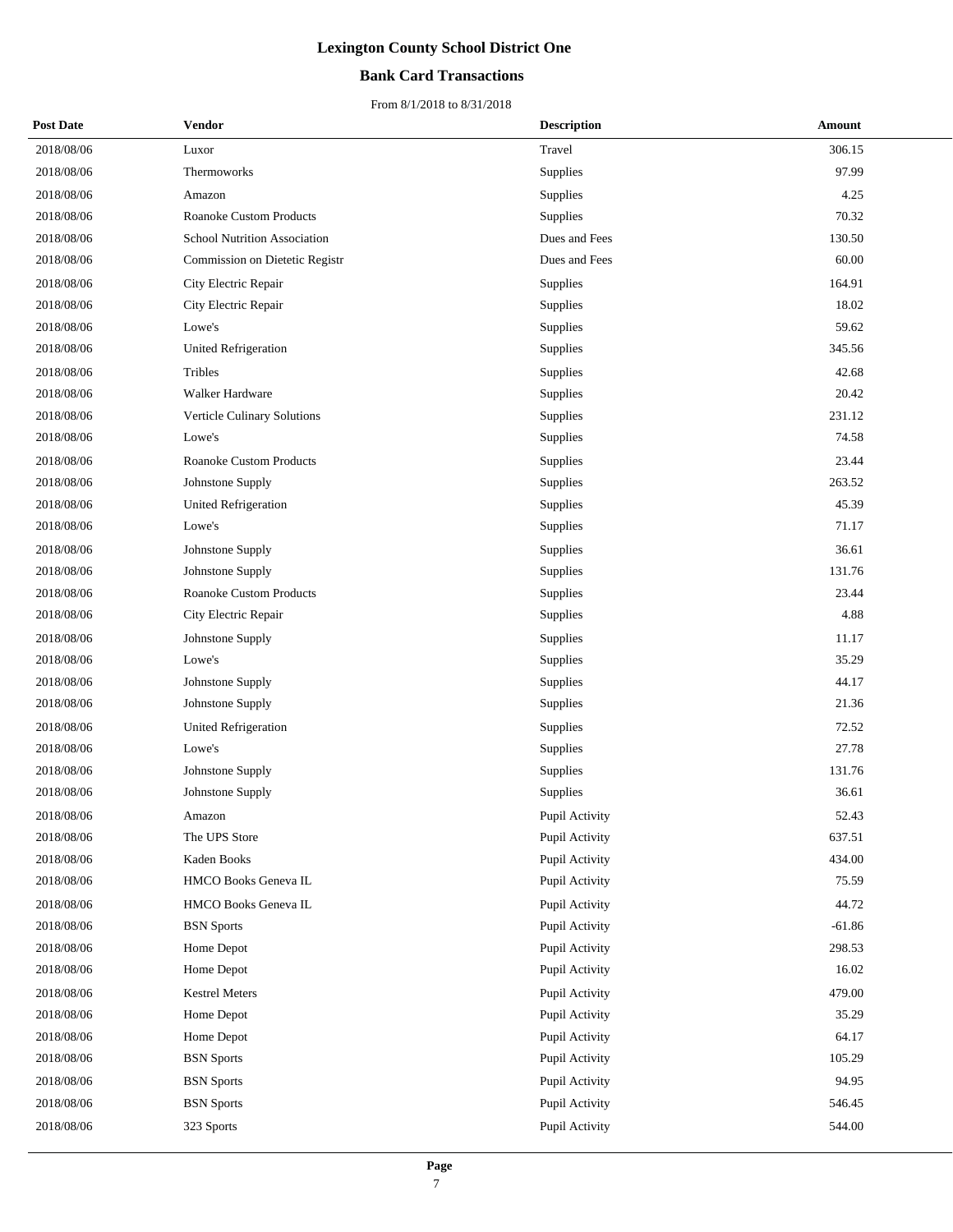# Lexington County School District One

## Bank Card Transactions

From 8/1/2018 to 8/31/2018

| Post Date | Vendor | Description | Amount |
|---|---|---|---|
| 2018/08/06 | Luxor | Travel | 306.15 |
| 2018/08/06 | Thermoworks | Supplies | 97.99 |
| 2018/08/06 | Amazon | Supplies | 4.25 |
| 2018/08/06 | Roanoke Custom Products | Supplies | 70.32 |
| 2018/08/06 | School Nutrition Association | Dues and Fees | 130.50 |
| 2018/08/06 | Commission on Dietetic Registr | Dues and Fees | 60.00 |
| 2018/08/06 | City Electric Repair | Supplies | 164.91 |
| 2018/08/06 | City Electric Repair | Supplies | 18.02 |
| 2018/08/06 | Lowe's | Supplies | 59.62 |
| 2018/08/06 | United Refrigeration | Supplies | 345.56 |
| 2018/08/06 | Tribles | Supplies | 42.68 |
| 2018/08/06 | Walker Hardware | Supplies | 20.42 |
| 2018/08/06 | Verticle Culinary Solutions | Supplies | 231.12 |
| 2018/08/06 | Lowe's | Supplies | 74.58 |
| 2018/08/06 | Roanoke Custom Products | Supplies | 23.44 |
| 2018/08/06 | Johnstone Supply | Supplies | 263.52 |
| 2018/08/06 | United Refrigeration | Supplies | 45.39 |
| 2018/08/06 | Lowe's | Supplies | 71.17 |
| 2018/08/06 | Johnstone Supply | Supplies | 36.61 |
| 2018/08/06 | Johnstone Supply | Supplies | 131.76 |
| 2018/08/06 | Roanoke Custom Products | Supplies | 23.44 |
| 2018/08/06 | City Electric Repair | Supplies | 4.88 |
| 2018/08/06 | Johnstone Supply | Supplies | 11.17 |
| 2018/08/06 | Lowe's | Supplies | 35.29 |
| 2018/08/06 | Johnstone Supply | Supplies | 44.17 |
| 2018/08/06 | Johnstone Supply | Supplies | 21.36 |
| 2018/08/06 | United Refrigeration | Supplies | 72.52 |
| 2018/08/06 | Lowe's | Supplies | 27.78 |
| 2018/08/06 | Johnstone Supply | Supplies | 131.76 |
| 2018/08/06 | Johnstone Supply | Supplies | 36.61 |
| 2018/08/06 | Amazon | Pupil Activity | 52.43 |
| 2018/08/06 | The UPS Store | Pupil Activity | 637.51 |
| 2018/08/06 | Kaden Books | Pupil Activity | 434.00 |
| 2018/08/06 | HMCO Books Geneva IL | Pupil Activity | 75.59 |
| 2018/08/06 | HMCO Books Geneva IL | Pupil Activity | 44.72 |
| 2018/08/06 | BSN Sports | Pupil Activity | -61.86 |
| 2018/08/06 | Home Depot | Pupil Activity | 298.53 |
| 2018/08/06 | Home Depot | Pupil Activity | 16.02 |
| 2018/08/06 | Kestrel Meters | Pupil Activity | 479.00 |
| 2018/08/06 | Home Depot | Pupil Activity | 35.29 |
| 2018/08/06 | Home Depot | Pupil Activity | 64.17 |
| 2018/08/06 | BSN Sports | Pupil Activity | 105.29 |
| 2018/08/06 | BSN Sports | Pupil Activity | 94.95 |
| 2018/08/06 | BSN Sports | Pupil Activity | 546.45 |
| 2018/08/06 | 323 Sports | Pupil Activity | 544.00 |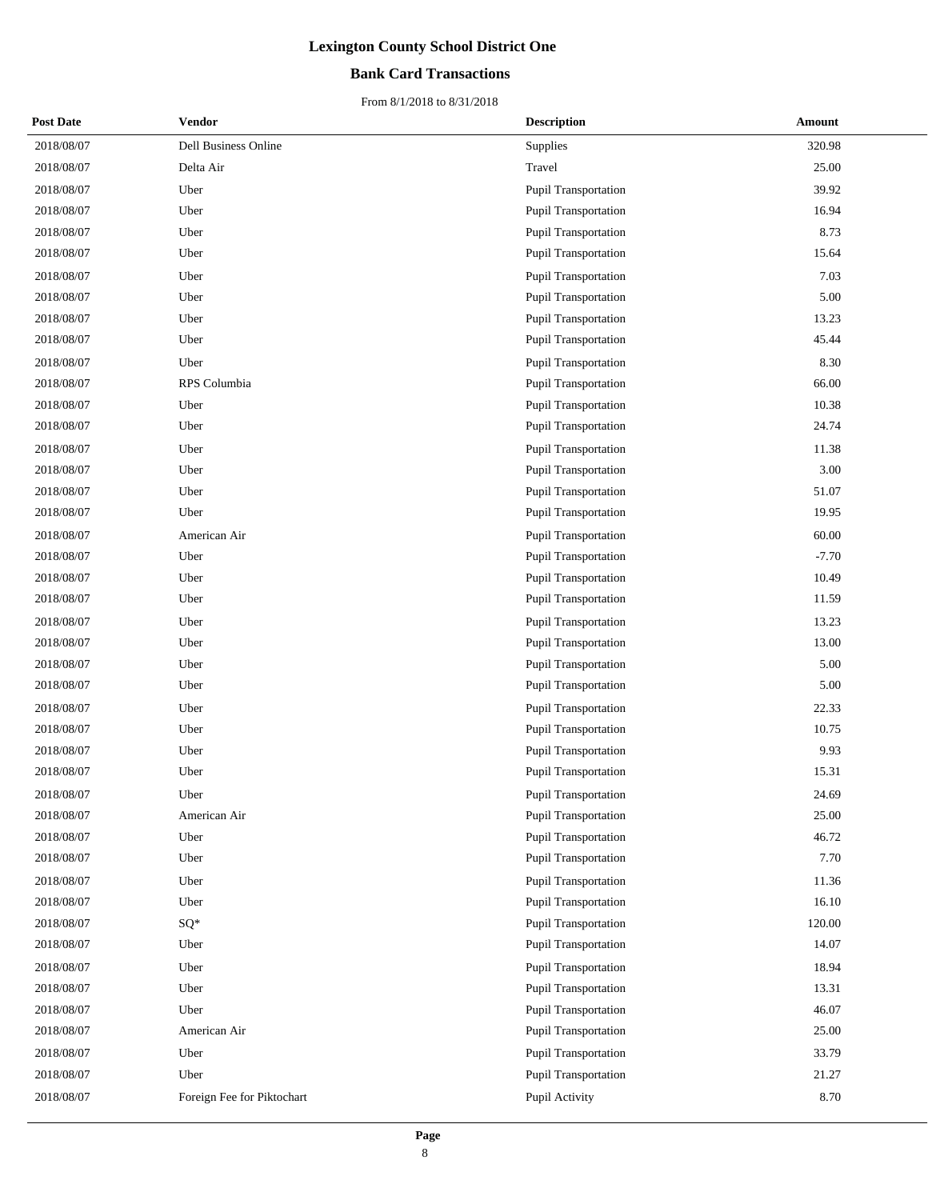# Lexington County School District One

## Bank Card Transactions

From 8/1/2018 to 8/31/2018

| Post Date | Vendor | Description | Amount |
|---|---|---|---|
| 2018/08/07 | Dell Business Online | Supplies | 320.98 |
| 2018/08/07 | Delta Air | Travel | 25.00 |
| 2018/08/07 | Uber | Pupil Transportation | 39.92 |
| 2018/08/07 | Uber | Pupil Transportation | 16.94 |
| 2018/08/07 | Uber | Pupil Transportation | 8.73 |
| 2018/08/07 | Uber | Pupil Transportation | 15.64 |
| 2018/08/07 | Uber | Pupil Transportation | 7.03 |
| 2018/08/07 | Uber | Pupil Transportation | 5.00 |
| 2018/08/07 | Uber | Pupil Transportation | 13.23 |
| 2018/08/07 | Uber | Pupil Transportation | 45.44 |
| 2018/08/07 | Uber | Pupil Transportation | 8.30 |
| 2018/08/07 | RPS Columbia | Pupil Transportation | 66.00 |
| 2018/08/07 | Uber | Pupil Transportation | 10.38 |
| 2018/08/07 | Uber | Pupil Transportation | 24.74 |
| 2018/08/07 | Uber | Pupil Transportation | 11.38 |
| 2018/08/07 | Uber | Pupil Transportation | 3.00 |
| 2018/08/07 | Uber | Pupil Transportation | 51.07 |
| 2018/08/07 | Uber | Pupil Transportation | 19.95 |
| 2018/08/07 | American Air | Pupil Transportation | 60.00 |
| 2018/08/07 | Uber | Pupil Transportation | -7.70 |
| 2018/08/07 | Uber | Pupil Transportation | 10.49 |
| 2018/08/07 | Uber | Pupil Transportation | 11.59 |
| 2018/08/07 | Uber | Pupil Transportation | 13.23 |
| 2018/08/07 | Uber | Pupil Transportation | 13.00 |
| 2018/08/07 | Uber | Pupil Transportation | 5.00 |
| 2018/08/07 | Uber | Pupil Transportation | 5.00 |
| 2018/08/07 | Uber | Pupil Transportation | 22.33 |
| 2018/08/07 | Uber | Pupil Transportation | 10.75 |
| 2018/08/07 | Uber | Pupil Transportation | 9.93 |
| 2018/08/07 | Uber | Pupil Transportation | 15.31 |
| 2018/08/07 | Uber | Pupil Transportation | 24.69 |
| 2018/08/07 | American Air | Pupil Transportation | 25.00 |
| 2018/08/07 | Uber | Pupil Transportation | 46.72 |
| 2018/08/07 | Uber | Pupil Transportation | 7.70 |
| 2018/08/07 | Uber | Pupil Transportation | 11.36 |
| 2018/08/07 | Uber | Pupil Transportation | 16.10 |
| 2018/08/07 | SQ* | Pupil Transportation | 120.00 |
| 2018/08/07 | Uber | Pupil Transportation | 14.07 |
| 2018/08/07 | Uber | Pupil Transportation | 18.94 |
| 2018/08/07 | Uber | Pupil Transportation | 13.31 |
| 2018/08/07 | Uber | Pupil Transportation | 46.07 |
| 2018/08/07 | American Air | Pupil Transportation | 25.00 |
| 2018/08/07 | Uber | Pupil Transportation | 33.79 |
| 2018/08/07 | Uber | Pupil Transportation | 21.27 |
| 2018/08/07 | Foreign Fee for Piktochart | Pupil Activity | 8.70 |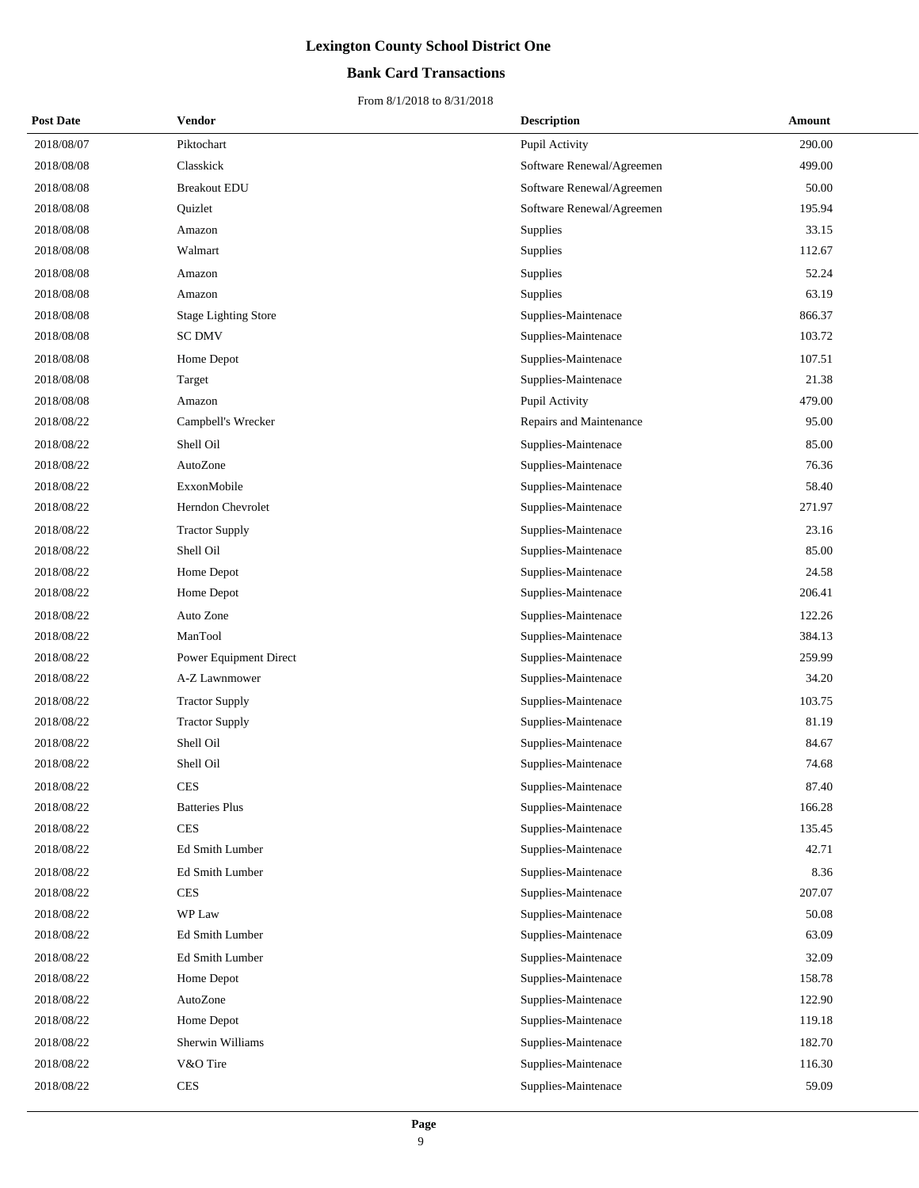# Lexington County School District One

## Bank Card Transactions

From 8/1/2018 to 8/31/2018

| Post Date | Vendor | Description | Amount |
|---|---|---|---|
| 2018/08/07 | Piktochart | Pupil Activity | 290.00 |
| 2018/08/08 | Classkick | Software Renewal/Agreemen | 499.00 |
| 2018/08/08 | Breakout EDU | Software Renewal/Agreemen | 50.00 |
| 2018/08/08 | Quizlet | Software Renewal/Agreemen | 195.94 |
| 2018/08/08 | Amazon | Supplies | 33.15 |
| 2018/08/08 | Walmart | Supplies | 112.67 |
| 2018/08/08 | Amazon | Supplies | 52.24 |
| 2018/08/08 | Amazon | Supplies | 63.19 |
| 2018/08/08 | Stage Lighting Store | Supplies-Maintenace | 866.37 |
| 2018/08/08 | SC DMV | Supplies-Maintenace | 103.72 |
| 2018/08/08 | Home Depot | Supplies-Maintenace | 107.51 |
| 2018/08/08 | Target | Supplies-Maintenace | 21.38 |
| 2018/08/08 | Amazon | Pupil Activity | 479.00 |
| 2018/08/22 | Campbell's Wrecker | Repairs and Maintenance | 95.00 |
| 2018/08/22 | Shell Oil | Supplies-Maintenace | 85.00 |
| 2018/08/22 | AutoZone | Supplies-Maintenace | 76.36 |
| 2018/08/22 | ExxonMobile | Supplies-Maintenace | 58.40 |
| 2018/08/22 | Herndon Chevrolet | Supplies-Maintenace | 271.97 |
| 2018/08/22 | Tractor Supply | Supplies-Maintenace | 23.16 |
| 2018/08/22 | Shell Oil | Supplies-Maintenace | 85.00 |
| 2018/08/22 | Home Depot | Supplies-Maintenace | 24.58 |
| 2018/08/22 | Home Depot | Supplies-Maintenace | 206.41 |
| 2018/08/22 | Auto Zone | Supplies-Maintenace | 122.26 |
| 2018/08/22 | ManTool | Supplies-Maintenace | 384.13 |
| 2018/08/22 | Power Equipment Direct | Supplies-Maintenace | 259.99 |
| 2018/08/22 | A-Z Lawnmower | Supplies-Maintenace | 34.20 |
| 2018/08/22 | Tractor Supply | Supplies-Maintenace | 103.75 |
| 2018/08/22 | Tractor Supply | Supplies-Maintenace | 81.19 |
| 2018/08/22 | Shell Oil | Supplies-Maintenace | 84.67 |
| 2018/08/22 | Shell Oil | Supplies-Maintenace | 74.68 |
| 2018/08/22 | CES | Supplies-Maintenace | 87.40 |
| 2018/08/22 | Batteries Plus | Supplies-Maintenace | 166.28 |
| 2018/08/22 | CES | Supplies-Maintenace | 135.45 |
| 2018/08/22 | Ed Smith Lumber | Supplies-Maintenace | 42.71 |
| 2018/08/22 | Ed Smith Lumber | Supplies-Maintenace | 8.36 |
| 2018/08/22 | CES | Supplies-Maintenace | 207.07 |
| 2018/08/22 | WP Law | Supplies-Maintenace | 50.08 |
| 2018/08/22 | Ed Smith Lumber | Supplies-Maintenace | 63.09 |
| 2018/08/22 | Ed Smith Lumber | Supplies-Maintenace | 32.09 |
| 2018/08/22 | Home Depot | Supplies-Maintenace | 158.78 |
| 2018/08/22 | AutoZone | Supplies-Maintenace | 122.90 |
| 2018/08/22 | Home Depot | Supplies-Maintenace | 119.18 |
| 2018/08/22 | Sherwin Williams | Supplies-Maintenace | 182.70 |
| 2018/08/22 | V&O Tire | Supplies-Maintenace | 116.30 |
| 2018/08/22 | CES | Supplies-Maintenace | 59.09 |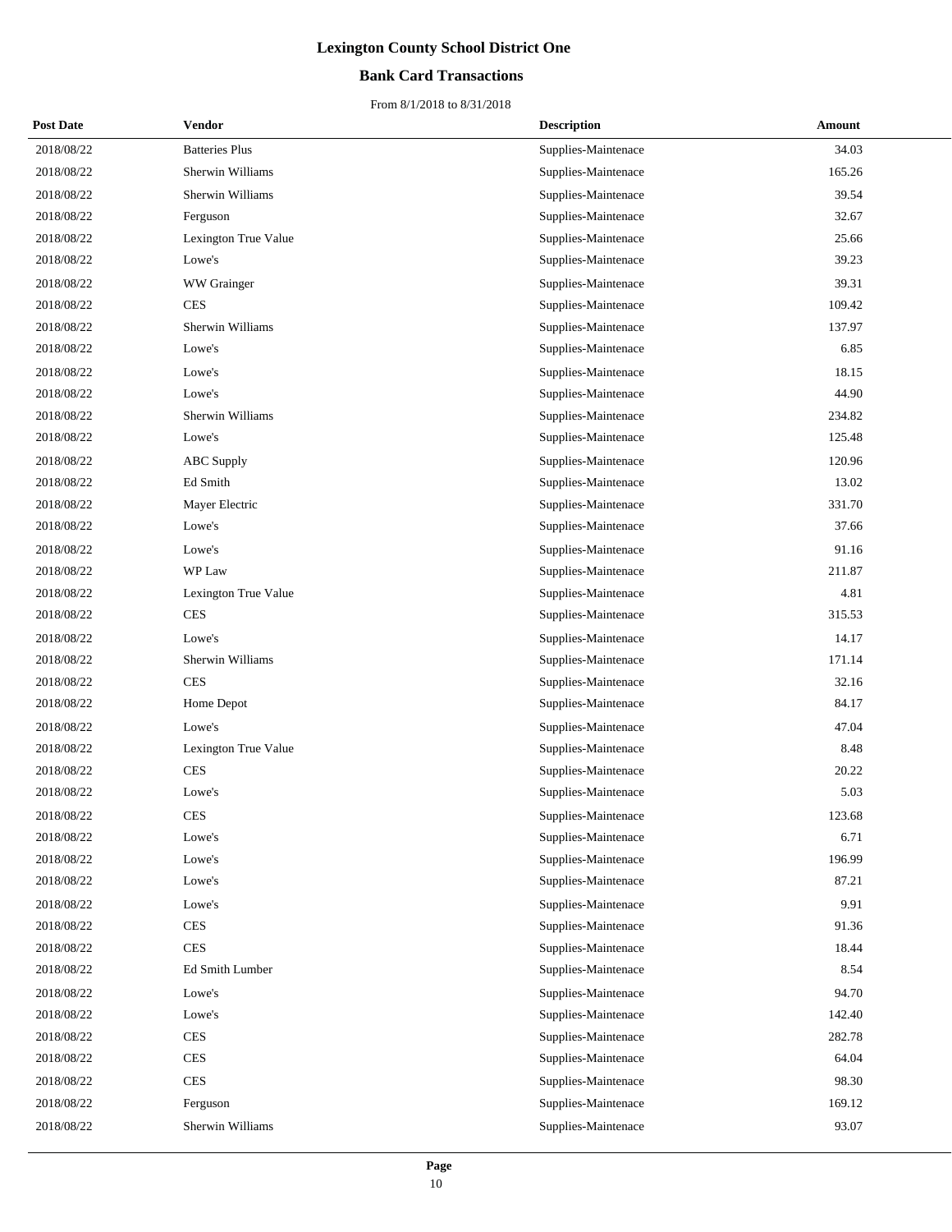# Lexington County School District One

## Bank Card Transactions

From 8/1/2018 to 8/31/2018

| Post Date | Vendor | Description | Amount |
|---|---|---|---|
| 2018/08/22 | Batteries Plus | Supplies-Maintenace | 34.03 |
| 2018/08/22 | Sherwin Williams | Supplies-Maintenace | 165.26 |
| 2018/08/22 | Sherwin Williams | Supplies-Maintenace | 39.54 |
| 2018/08/22 | Ferguson | Supplies-Maintenace | 32.67 |
| 2018/08/22 | Lexington True Value | Supplies-Maintenace | 25.66 |
| 2018/08/22 | Lowe's | Supplies-Maintenace | 39.23 |
| 2018/08/22 | WW Grainger | Supplies-Maintenace | 39.31 |
| 2018/08/22 | CES | Supplies-Maintenace | 109.42 |
| 2018/08/22 | Sherwin Williams | Supplies-Maintenace | 137.97 |
| 2018/08/22 | Lowe's | Supplies-Maintenace | 6.85 |
| 2018/08/22 | Lowe's | Supplies-Maintenace | 18.15 |
| 2018/08/22 | Lowe's | Supplies-Maintenace | 44.90 |
| 2018/08/22 | Sherwin Williams | Supplies-Maintenace | 234.82 |
| 2018/08/22 | Lowe's | Supplies-Maintenace | 125.48 |
| 2018/08/22 | ABC Supply | Supplies-Maintenace | 120.96 |
| 2018/08/22 | Ed Smith | Supplies-Maintenace | 13.02 |
| 2018/08/22 | Mayer Electric | Supplies-Maintenace | 331.70 |
| 2018/08/22 | Lowe's | Supplies-Maintenace | 37.66 |
| 2018/08/22 | Lowe's | Supplies-Maintenace | 91.16 |
| 2018/08/22 | WP Law | Supplies-Maintenace | 211.87 |
| 2018/08/22 | Lexington True Value | Supplies-Maintenace | 4.81 |
| 2018/08/22 | CES | Supplies-Maintenace | 315.53 |
| 2018/08/22 | Lowe's | Supplies-Maintenace | 14.17 |
| 2018/08/22 | Sherwin Williams | Supplies-Maintenace | 171.14 |
| 2018/08/22 | CES | Supplies-Maintenace | 32.16 |
| 2018/08/22 | Home Depot | Supplies-Maintenace | 84.17 |
| 2018/08/22 | Lowe's | Supplies-Maintenace | 47.04 |
| 2018/08/22 | Lexington True Value | Supplies-Maintenace | 8.48 |
| 2018/08/22 | CES | Supplies-Maintenace | 20.22 |
| 2018/08/22 | Lowe's | Supplies-Maintenace | 5.03 |
| 2018/08/22 | CES | Supplies-Maintenace | 123.68 |
| 2018/08/22 | Lowe's | Supplies-Maintenace | 6.71 |
| 2018/08/22 | Lowe's | Supplies-Maintenace | 196.99 |
| 2018/08/22 | Lowe's | Supplies-Maintenace | 87.21 |
| 2018/08/22 | Lowe's | Supplies-Maintenace | 9.91 |
| 2018/08/22 | CES | Supplies-Maintenace | 91.36 |
| 2018/08/22 | CES | Supplies-Maintenace | 18.44 |
| 2018/08/22 | Ed Smith Lumber | Supplies-Maintenace | 8.54 |
| 2018/08/22 | Lowe's | Supplies-Maintenace | 94.70 |
| 2018/08/22 | Lowe's | Supplies-Maintenace | 142.40 |
| 2018/08/22 | CES | Supplies-Maintenace | 282.78 |
| 2018/08/22 | CES | Supplies-Maintenace | 64.04 |
| 2018/08/22 | CES | Supplies-Maintenace | 98.30 |
| 2018/08/22 | Ferguson | Supplies-Maintenace | 169.12 |
| 2018/08/22 | Sherwin Williams | Supplies-Maintenace | 93.07 |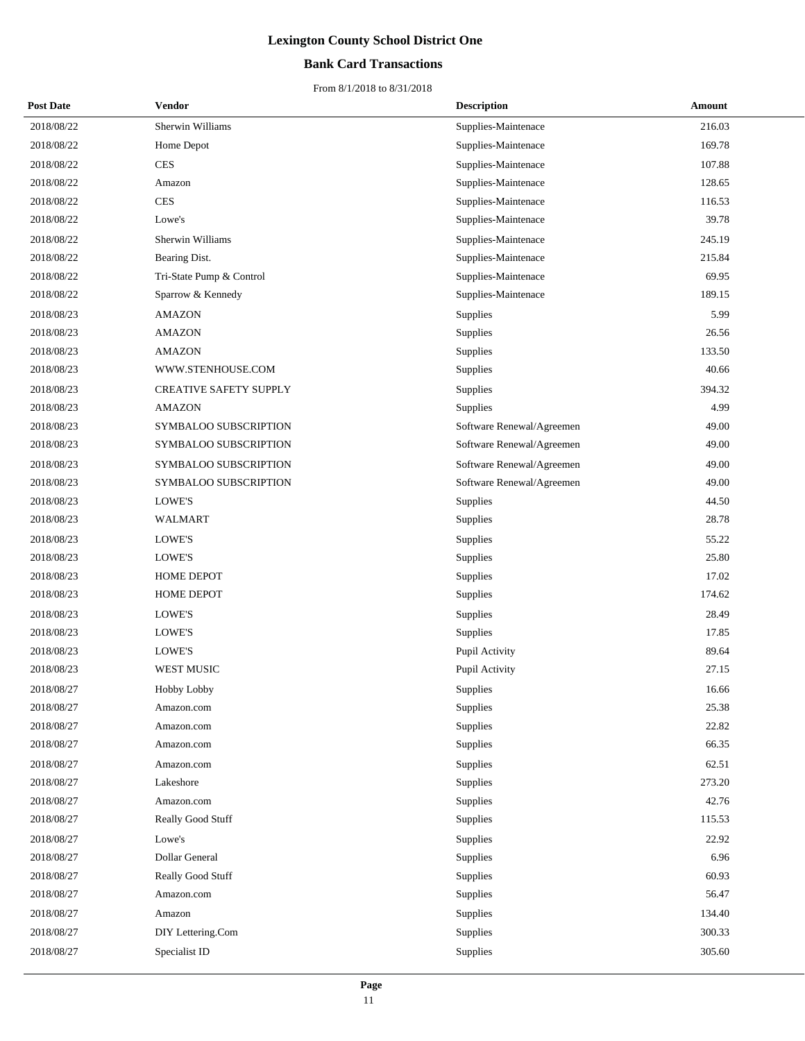# Lexington County School District One

## Bank Card Transactions

From 8/1/2018 to 8/31/2018

| Post Date | Vendor | Description | Amount |
|---|---|---|---|
| 2018/08/22 | Sherwin Williams | Supplies-Maintenace | 216.03 |
| 2018/08/22 | Home Depot | Supplies-Maintenace | 169.78 |
| 2018/08/22 | CES | Supplies-Maintenace | 107.88 |
| 2018/08/22 | Amazon | Supplies-Maintenace | 128.65 |
| 2018/08/22 | CES | Supplies-Maintenace | 116.53 |
| 2018/08/22 | Lowe's | Supplies-Maintenace | 39.78 |
| 2018/08/22 | Sherwin Williams | Supplies-Maintenace | 245.19 |
| 2018/08/22 | Bearing Dist. | Supplies-Maintenace | 215.84 |
| 2018/08/22 | Tri-State Pump & Control | Supplies-Maintenace | 69.95 |
| 2018/08/22 | Sparrow & Kennedy | Supplies-Maintenace | 189.15 |
| 2018/08/23 | AMAZON | Supplies | 5.99 |
| 2018/08/23 | AMAZON | Supplies | 26.56 |
| 2018/08/23 | AMAZON | Supplies | 133.50 |
| 2018/08/23 | WWW.STENHOUSE.COM | Supplies | 40.66 |
| 2018/08/23 | CREATIVE SAFETY SUPPLY | Supplies | 394.32 |
| 2018/08/23 | AMAZON | Supplies | 4.99 |
| 2018/08/23 | SYMBALOO SUBSCRIPTION | Software Renewal/Agreemen | 49.00 |
| 2018/08/23 | SYMBALOO SUBSCRIPTION | Software Renewal/Agreemen | 49.00 |
| 2018/08/23 | SYMBALOO SUBSCRIPTION | Software Renewal/Agreemen | 49.00 |
| 2018/08/23 | SYMBALOO SUBSCRIPTION | Software Renewal/Agreemen | 49.00 |
| 2018/08/23 | LOWE'S | Supplies | 44.50 |
| 2018/08/23 | WALMART | Supplies | 28.78 |
| 2018/08/23 | LOWE'S | Supplies | 55.22 |
| 2018/08/23 | LOWE'S | Supplies | 25.80 |
| 2018/08/23 | HOME DEPOT | Supplies | 17.02 |
| 2018/08/23 | HOME DEPOT | Supplies | 174.62 |
| 2018/08/23 | LOWE'S | Supplies | 28.49 |
| 2018/08/23 | LOWE'S | Supplies | 17.85 |
| 2018/08/23 | LOWE'S | Pupil Activity | 89.64 |
| 2018/08/23 | WEST MUSIC | Pupil Activity | 27.15 |
| 2018/08/27 | Hobby Lobby | Supplies | 16.66 |
| 2018/08/27 | Amazon.com | Supplies | 25.38 |
| 2018/08/27 | Amazon.com | Supplies | 22.82 |
| 2018/08/27 | Amazon.com | Supplies | 66.35 |
| 2018/08/27 | Amazon.com | Supplies | 62.51 |
| 2018/08/27 | Lakeshore | Supplies | 273.20 |
| 2018/08/27 | Amazon.com | Supplies | 42.76 |
| 2018/08/27 | Really Good Stuff | Supplies | 115.53 |
| 2018/08/27 | Lowe's | Supplies | 22.92 |
| 2018/08/27 | Dollar General | Supplies | 6.96 |
| 2018/08/27 | Really Good Stuff | Supplies | 60.93 |
| 2018/08/27 | Amazon.com | Supplies | 56.47 |
| 2018/08/27 | Amazon | Supplies | 134.40 |
| 2018/08/27 | DIY Lettering.Com | Supplies | 300.33 |
| 2018/08/27 | Specialist ID | Supplies | 305.60 |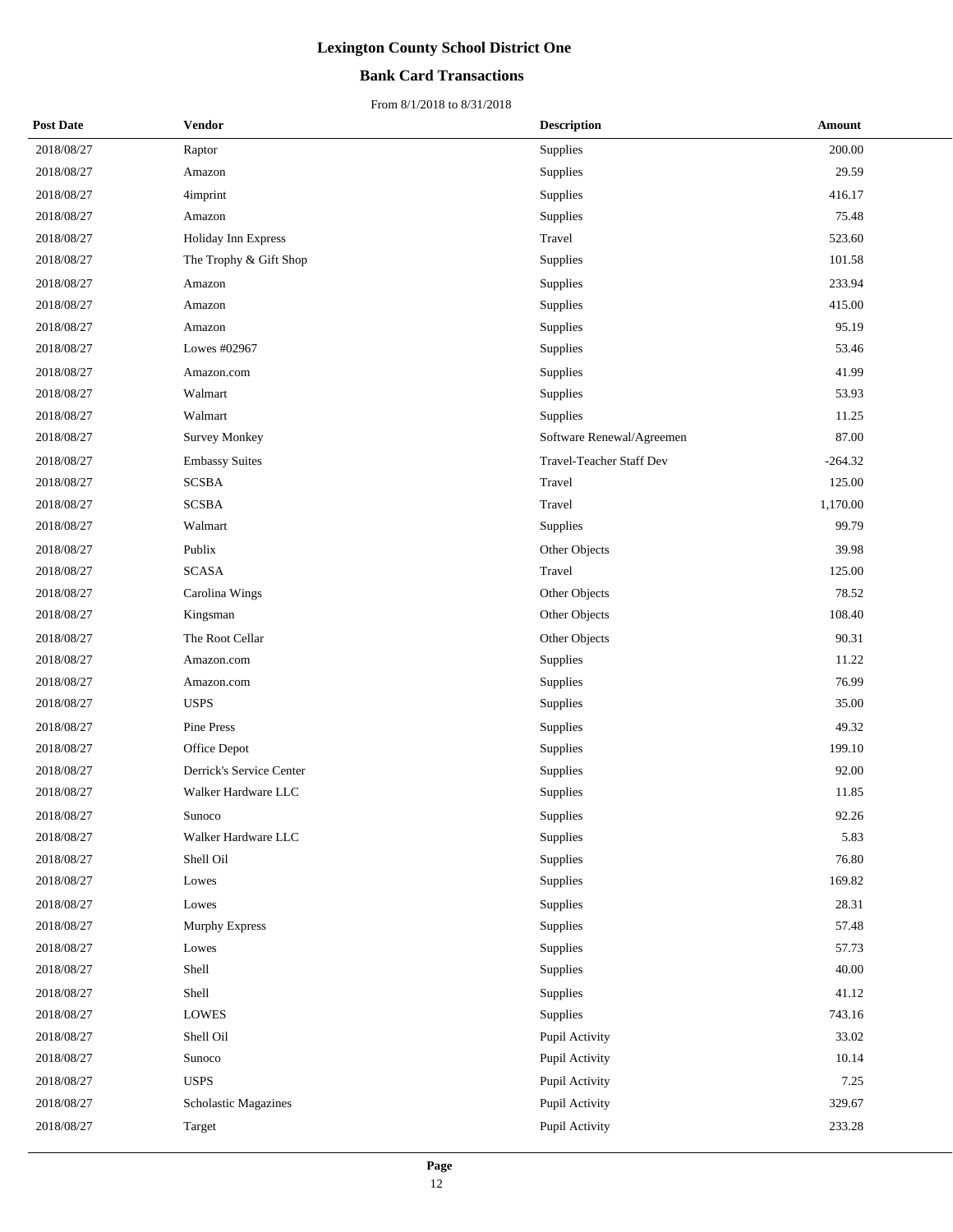# Lexington County School District One

## Bank Card Transactions

From 8/1/2018 to 8/31/2018

| Post Date | Vendor | Description | Amount |
|---|---|---|---|
| 2018/08/27 | Raptor | Supplies | 200.00 |
| 2018/08/27 | Amazon | Supplies | 29.59 |
| 2018/08/27 | 4imprint | Supplies | 416.17 |
| 2018/08/27 | Amazon | Supplies | 75.48 |
| 2018/08/27 | Holiday Inn Express | Travel | 523.60 |
| 2018/08/27 | The Trophy & Gift Shop | Supplies | 101.58 |
| 2018/08/27 | Amazon | Supplies | 233.94 |
| 2018/08/27 | Amazon | Supplies | 415.00 |
| 2018/08/27 | Amazon | Supplies | 95.19 |
| 2018/08/27 | Lowes #02967 | Supplies | 53.46 |
| 2018/08/27 | Amazon.com | Supplies | 41.99 |
| 2018/08/27 | Walmart | Supplies | 53.93 |
| 2018/08/27 | Walmart | Supplies | 11.25 |
| 2018/08/27 | Survey Monkey | Software Renewal/Agreemen | 87.00 |
| 2018/08/27 | Embassy Suites | Travel-Teacher Staff Dev | -264.32 |
| 2018/08/27 | SCSBA | Travel | 125.00 |
| 2018/08/27 | SCSBA | Travel | 1,170.00 |
| 2018/08/27 | Walmart | Supplies | 99.79 |
| 2018/08/27 | Publix | Other Objects | 39.98 |
| 2018/08/27 | SCASA | Travel | 125.00 |
| 2018/08/27 | Carolina Wings | Other Objects | 78.52 |
| 2018/08/27 | Kingsman | Other Objects | 108.40 |
| 2018/08/27 | The Root Cellar | Other Objects | 90.31 |
| 2018/08/27 | Amazon.com | Supplies | 11.22 |
| 2018/08/27 | Amazon.com | Supplies | 76.99 |
| 2018/08/27 | USPS | Supplies | 35.00 |
| 2018/08/27 | Pine Press | Supplies | 49.32 |
| 2018/08/27 | Office Depot | Supplies | 199.10 |
| 2018/08/27 | Derrick's Service Center | Supplies | 92.00 |
| 2018/08/27 | Walker Hardware LLC | Supplies | 11.85 |
| 2018/08/27 | Sunoco | Supplies | 92.26 |
| 2018/08/27 | Walker Hardware LLC | Supplies | 5.83 |
| 2018/08/27 | Shell Oil | Supplies | 76.80 |
| 2018/08/27 | Lowes | Supplies | 169.82 |
| 2018/08/27 | Lowes | Supplies | 28.31 |
| 2018/08/27 | Murphy Express | Supplies | 57.48 |
| 2018/08/27 | Lowes | Supplies | 57.73 |
| 2018/08/27 | Shell | Supplies | 40.00 |
| 2018/08/27 | Shell | Supplies | 41.12 |
| 2018/08/27 | LOWES | Supplies | 743.16 |
| 2018/08/27 | Shell Oil | Pupil Activity | 33.02 |
| 2018/08/27 | Sunoco | Pupil Activity | 10.14 |
| 2018/08/27 | USPS | Pupil Activity | 7.25 |
| 2018/08/27 | Scholastic Magazines | Pupil Activity | 329.67 |
| 2018/08/27 | Target | Pupil Activity | 233.28 |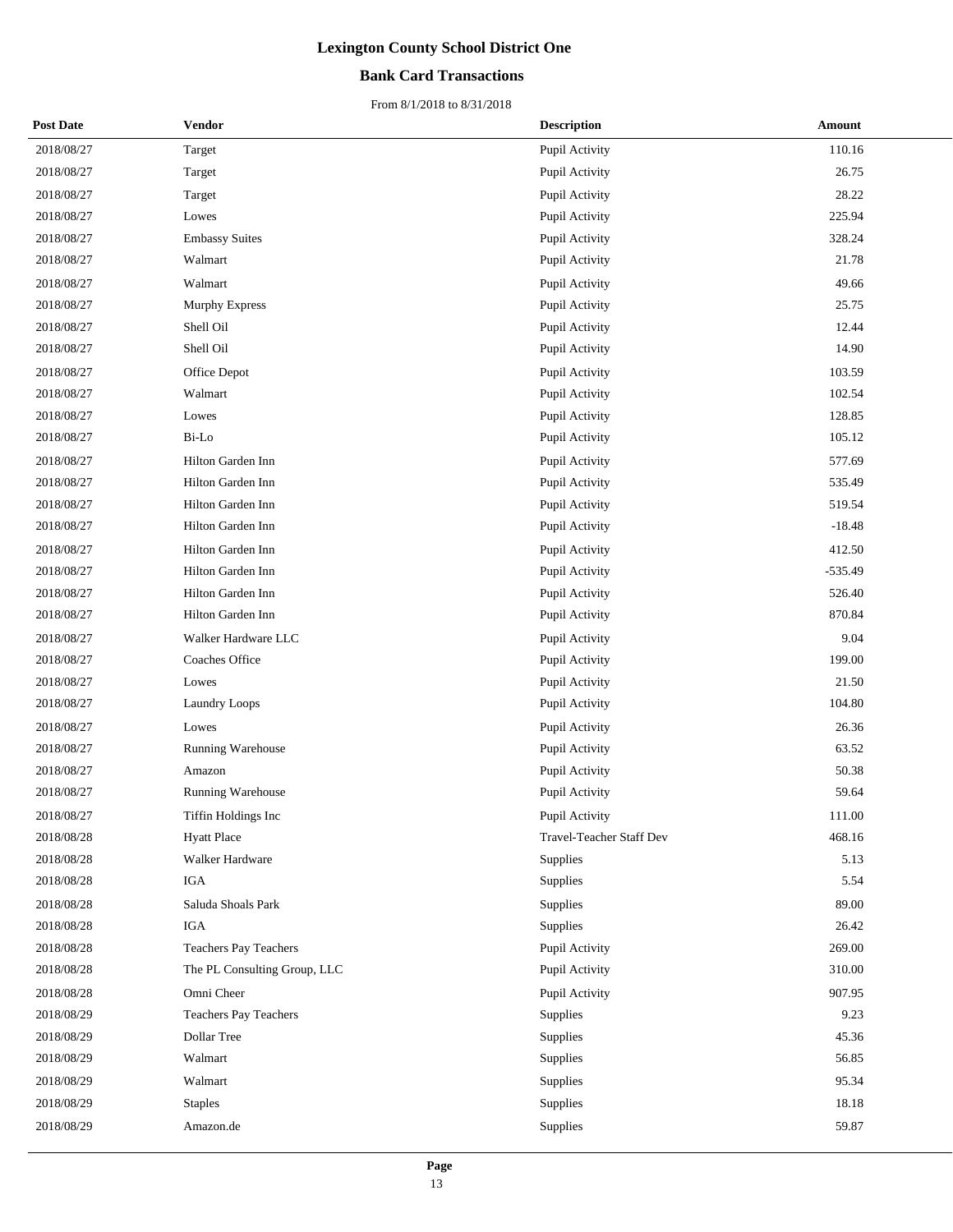# Lexington County School District One

## Bank Card Transactions

From 8/1/2018 to 8/31/2018

| Post Date | Vendor | Description | Amount |
|---|---|---|---|
| 2018/08/27 | Target | Pupil Activity | 110.16 |
| 2018/08/27 | Target | Pupil Activity | 26.75 |
| 2018/08/27 | Target | Pupil Activity | 28.22 |
| 2018/08/27 | Lowes | Pupil Activity | 225.94 |
| 2018/08/27 | Embassy Suites | Pupil Activity | 328.24 |
| 2018/08/27 | Walmart | Pupil Activity | 21.78 |
| 2018/08/27 | Walmart | Pupil Activity | 49.66 |
| 2018/08/27 | Murphy Express | Pupil Activity | 25.75 |
| 2018/08/27 | Shell Oil | Pupil Activity | 12.44 |
| 2018/08/27 | Shell Oil | Pupil Activity | 14.90 |
| 2018/08/27 | Office Depot | Pupil Activity | 103.59 |
| 2018/08/27 | Walmart | Pupil Activity | 102.54 |
| 2018/08/27 | Lowes | Pupil Activity | 128.85 |
| 2018/08/27 | Bi-Lo | Pupil Activity | 105.12 |
| 2018/08/27 | Hilton Garden Inn | Pupil Activity | 577.69 |
| 2018/08/27 | Hilton Garden Inn | Pupil Activity | 535.49 |
| 2018/08/27 | Hilton Garden Inn | Pupil Activity | 519.54 |
| 2018/08/27 | Hilton Garden Inn | Pupil Activity | -18.48 |
| 2018/08/27 | Hilton Garden Inn | Pupil Activity | 412.50 |
| 2018/08/27 | Hilton Garden Inn | Pupil Activity | -535.49 |
| 2018/08/27 | Hilton Garden Inn | Pupil Activity | 526.40 |
| 2018/08/27 | Hilton Garden Inn | Pupil Activity | 870.84 |
| 2018/08/27 | Walker Hardware LLC | Pupil Activity | 9.04 |
| 2018/08/27 | Coaches Office | Pupil Activity | 199.00 |
| 2018/08/27 | Lowes | Pupil Activity | 21.50 |
| 2018/08/27 | Laundry Loops | Pupil Activity | 104.80 |
| 2018/08/27 | Lowes | Pupil Activity | 26.36 |
| 2018/08/27 | Running Warehouse | Pupil Activity | 63.52 |
| 2018/08/27 | Amazon | Pupil Activity | 50.38 |
| 2018/08/27 | Running Warehouse | Pupil Activity | 59.64 |
| 2018/08/27 | Tiffin Holdings Inc | Pupil Activity | 111.00 |
| 2018/08/28 | Hyatt Place | Travel-Teacher Staff Dev | 468.16 |
| 2018/08/28 | Walker Hardware | Supplies | 5.13 |
| 2018/08/28 | IGA | Supplies | 5.54 |
| 2018/08/28 | Saluda Shoals Park | Supplies | 89.00 |
| 2018/08/28 | IGA | Supplies | 26.42 |
| 2018/08/28 | Teachers Pay Teachers | Pupil Activity | 269.00 |
| 2018/08/28 | The PL Consulting Group, LLC | Pupil Activity | 310.00 |
| 2018/08/28 | Omni Cheer | Pupil Activity | 907.95 |
| 2018/08/29 | Teachers Pay Teachers | Supplies | 9.23 |
| 2018/08/29 | Dollar Tree | Supplies | 45.36 |
| 2018/08/29 | Walmart | Supplies | 56.85 |
| 2018/08/29 | Walmart | Supplies | 95.34 |
| 2018/08/29 | Staples | Supplies | 18.18 |
| 2018/08/29 | Amazon.de | Supplies | 59.87 |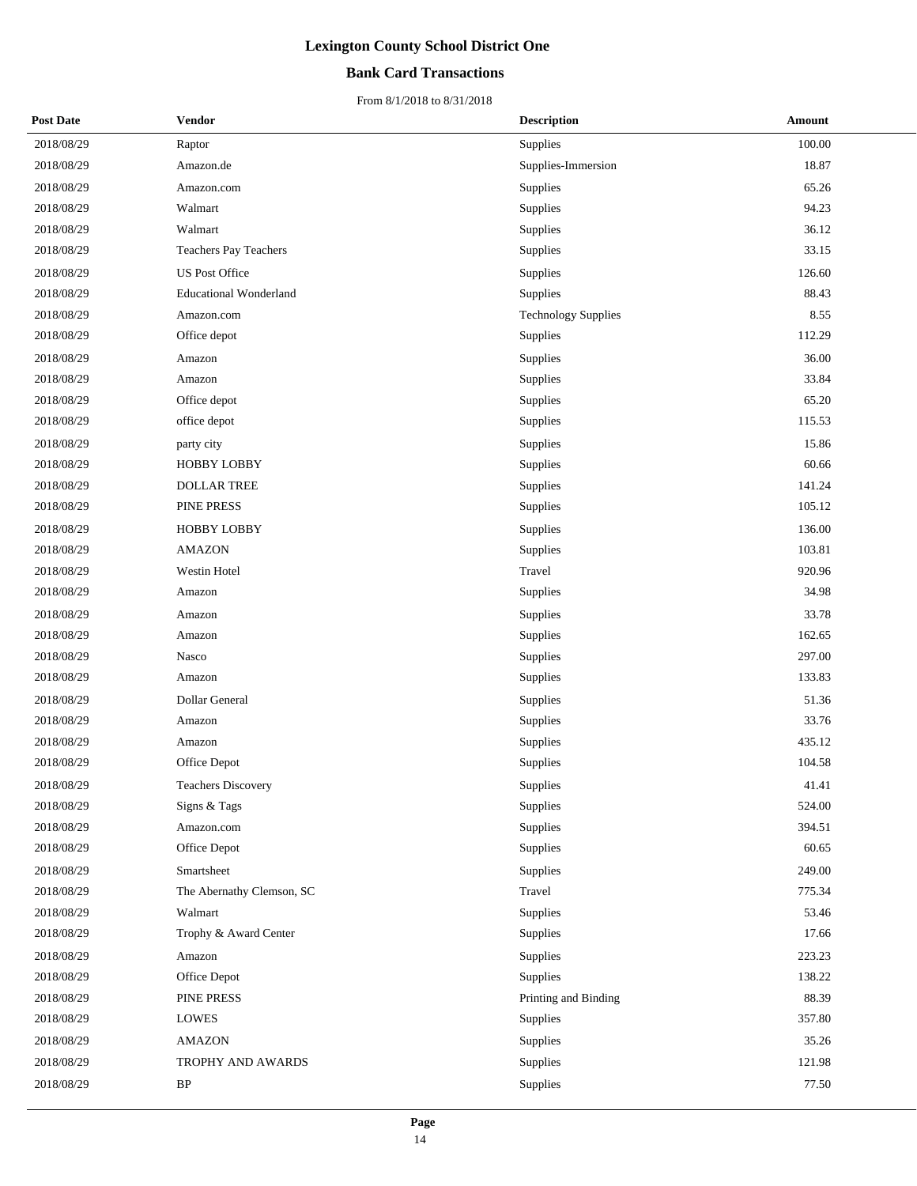# Lexington County School District One

## Bank Card Transactions

From 8/1/2018 to 8/31/2018

| Post Date | Vendor | Description | Amount |
|---|---|---|---|
| 2018/08/29 | Raptor | Supplies | 100.00 |
| 2018/08/29 | Amazon.de | Supplies-Immersion | 18.87 |
| 2018/08/29 | Amazon.com | Supplies | 65.26 |
| 2018/08/29 | Walmart | Supplies | 94.23 |
| 2018/08/29 | Walmart | Supplies | 36.12 |
| 2018/08/29 | Teachers Pay Teachers | Supplies | 33.15 |
| 2018/08/29 | US Post Office | Supplies | 126.60 |
| 2018/08/29 | Educational Wonderland | Supplies | 88.43 |
| 2018/08/29 | Amazon.com | Technology Supplies | 8.55 |
| 2018/08/29 | Office depot | Supplies | 112.29 |
| 2018/08/29 | Amazon | Supplies | 36.00 |
| 2018/08/29 | Amazon | Supplies | 33.84 |
| 2018/08/29 | Office depot | Supplies | 65.20 |
| 2018/08/29 | office depot | Supplies | 115.53 |
| 2018/08/29 | party city | Supplies | 15.86 |
| 2018/08/29 | HOBBY LOBBY | Supplies | 60.66 |
| 2018/08/29 | DOLLAR TREE | Supplies | 141.24 |
| 2018/08/29 | PINE PRESS | Supplies | 105.12 |
| 2018/08/29 | HOBBY LOBBY | Supplies | 136.00 |
| 2018/08/29 | AMAZON | Supplies | 103.81 |
| 2018/08/29 | Westin Hotel | Travel | 920.96 |
| 2018/08/29 | Amazon | Supplies | 34.98 |
| 2018/08/29 | Amazon | Supplies | 33.78 |
| 2018/08/29 | Amazon | Supplies | 162.65 |
| 2018/08/29 | Nasco | Supplies | 297.00 |
| 2018/08/29 | Amazon | Supplies | 133.83 |
| 2018/08/29 | Dollar General | Supplies | 51.36 |
| 2018/08/29 | Amazon | Supplies | 33.76 |
| 2018/08/29 | Amazon | Supplies | 435.12 |
| 2018/08/29 | Office Depot | Supplies | 104.58 |
| 2018/08/29 | Teachers Discovery | Supplies | 41.41 |
| 2018/08/29 | Signs & Tags | Supplies | 524.00 |
| 2018/08/29 | Amazon.com | Supplies | 394.51 |
| 2018/08/29 | Office Depot | Supplies | 60.65 |
| 2018/08/29 | Smartsheet | Supplies | 249.00 |
| 2018/08/29 | The Abernathy Clemson, SC | Travel | 775.34 |
| 2018/08/29 | Walmart | Supplies | 53.46 |
| 2018/08/29 | Trophy & Award Center | Supplies | 17.66 |
| 2018/08/29 | Amazon | Supplies | 223.23 |
| 2018/08/29 | Office Depot | Supplies | 138.22 |
| 2018/08/29 | PINE PRESS | Printing and Binding | 88.39 |
| 2018/08/29 | LOWES | Supplies | 357.80 |
| 2018/08/29 | AMAZON | Supplies | 35.26 |
| 2018/08/29 | TROPHY AND AWARDS | Supplies | 121.98 |
| 2018/08/29 | BP | Supplies | 77.50 |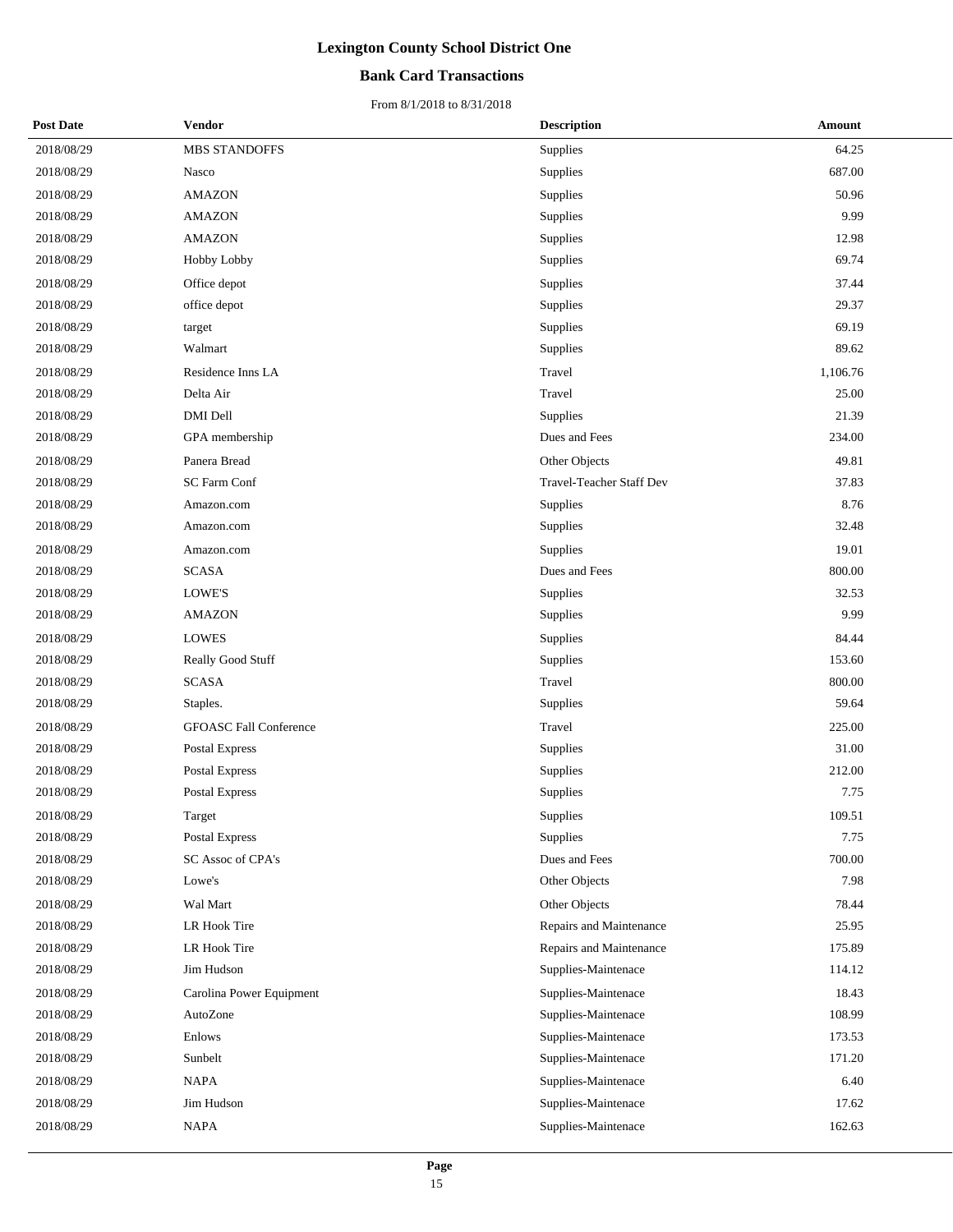# Lexington County School District One

## Bank Card Transactions

From 8/1/2018 to 8/31/2018

| Post Date | Vendor | Description | Amount |
|---|---|---|---|
| 2018/08/29 | MBS STANDOFFS | Supplies | 64.25 |
| 2018/08/29 | Nasco | Supplies | 687.00 |
| 2018/08/29 | AMAZON | Supplies | 50.96 |
| 2018/08/29 | AMAZON | Supplies | 9.99 |
| 2018/08/29 | AMAZON | Supplies | 12.98 |
| 2018/08/29 | Hobby Lobby | Supplies | 69.74 |
| 2018/08/29 | Office depot | Supplies | 37.44 |
| 2018/08/29 | office depot | Supplies | 29.37 |
| 2018/08/29 | target | Supplies | 69.19 |
| 2018/08/29 | Walmart | Supplies | 89.62 |
| 2018/08/29 | Residence Inns LA | Travel | 1,106.76 |
| 2018/08/29 | Delta Air | Travel | 25.00 |
| 2018/08/29 | DMI Dell | Supplies | 21.39 |
| 2018/08/29 | GPA membership | Dues and Fees | 234.00 |
| 2018/08/29 | Panera Bread | Other Objects | 49.81 |
| 2018/08/29 | SC Farm Conf | Travel-Teacher Staff Dev | 37.83 |
| 2018/08/29 | Amazon.com | Supplies | 8.76 |
| 2018/08/29 | Amazon.com | Supplies | 32.48 |
| 2018/08/29 | Amazon.com | Supplies | 19.01 |
| 2018/08/29 | SCASA | Dues and Fees | 800.00 |
| 2018/08/29 | LOWE'S | Supplies | 32.53 |
| 2018/08/29 | AMAZON | Supplies | 9.99 |
| 2018/08/29 | LOWES | Supplies | 84.44 |
| 2018/08/29 | Really Good Stuff | Supplies | 153.60 |
| 2018/08/29 | SCASA | Travel | 800.00 |
| 2018/08/29 | Staples. | Supplies | 59.64 |
| 2018/08/29 | GFOASC Fall Conference | Travel | 225.00 |
| 2018/08/29 | Postal Express | Supplies | 31.00 |
| 2018/08/29 | Postal Express | Supplies | 212.00 |
| 2018/08/29 | Postal Express | Supplies | 7.75 |
| 2018/08/29 | Target | Supplies | 109.51 |
| 2018/08/29 | Postal Express | Supplies | 7.75 |
| 2018/08/29 | SC Assoc of CPA's | Dues and Fees | 700.00 |
| 2018/08/29 | Lowe's | Other Objects | 7.98 |
| 2018/08/29 | Wal Mart | Other Objects | 78.44 |
| 2018/08/29 | LR Hook Tire | Repairs and Maintenance | 25.95 |
| 2018/08/29 | LR Hook Tire | Repairs and Maintenance | 175.89 |
| 2018/08/29 | Jim Hudson | Supplies-Maintenace | 114.12 |
| 2018/08/29 | Carolina Power Equipment | Supplies-Maintenace | 18.43 |
| 2018/08/29 | AutoZone | Supplies-Maintenace | 108.99 |
| 2018/08/29 | Enlows | Supplies-Maintenace | 173.53 |
| 2018/08/29 | Sunbelt | Supplies-Maintenace | 171.20 |
| 2018/08/29 | NAPA | Supplies-Maintenace | 6.40 |
| 2018/08/29 | Jim Hudson | Supplies-Maintenace | 17.62 |
| 2018/08/29 | NAPA | Supplies-Maintenace | 162.63 |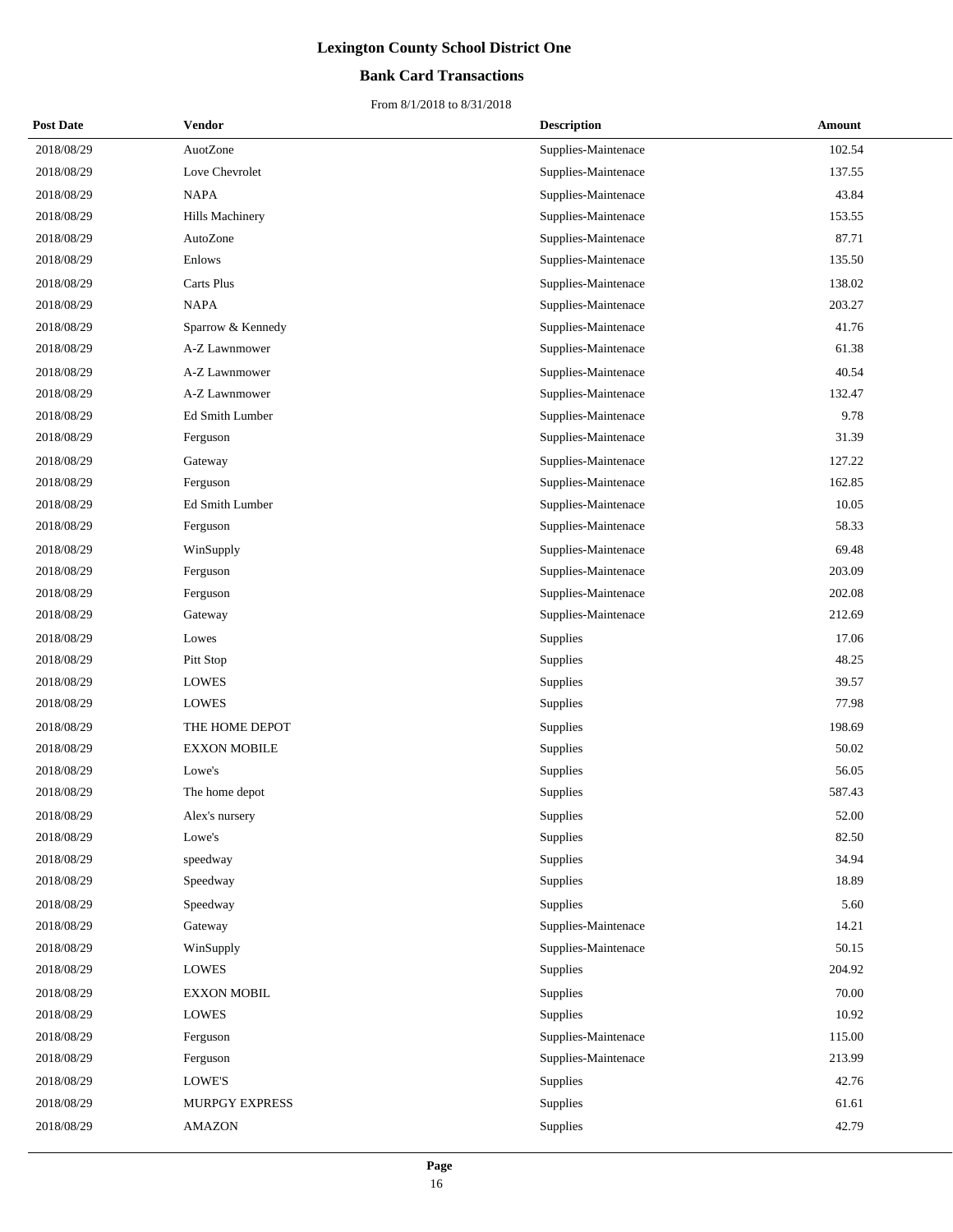# Lexington County School District One

## Bank Card Transactions

From 8/1/2018 to 8/31/2018

| Post Date | Vendor | Description | Amount |
|---|---|---|---|
| 2018/08/29 | AuotZone | Supplies-Maintenace | 102.54 |
| 2018/08/29 | Love Chevrolet | Supplies-Maintenace | 137.55 |
| 2018/08/29 | NAPA | Supplies-Maintenace | 43.84 |
| 2018/08/29 | Hills Machinery | Supplies-Maintenace | 153.55 |
| 2018/08/29 | AutoZone | Supplies-Maintenace | 87.71 |
| 2018/08/29 | Enlows | Supplies-Maintenace | 135.50 |
| 2018/08/29 | Carts Plus | Supplies-Maintenace | 138.02 |
| 2018/08/29 | NAPA | Supplies-Maintenace | 203.27 |
| 2018/08/29 | Sparrow & Kennedy | Supplies-Maintenace | 41.76 |
| 2018/08/29 | A-Z Lawnmower | Supplies-Maintenace | 61.38 |
| 2018/08/29 | A-Z Lawnmower | Supplies-Maintenace | 40.54 |
| 2018/08/29 | A-Z Lawnmower | Supplies-Maintenace | 132.47 |
| 2018/08/29 | Ed Smith Lumber | Supplies-Maintenace | 9.78 |
| 2018/08/29 | Ferguson | Supplies-Maintenace | 31.39 |
| 2018/08/29 | Gateway | Supplies-Maintenace | 127.22 |
| 2018/08/29 | Ferguson | Supplies-Maintenace | 162.85 |
| 2018/08/29 | Ed Smith Lumber | Supplies-Maintenace | 10.05 |
| 2018/08/29 | Ferguson | Supplies-Maintenace | 58.33 |
| 2018/08/29 | WinSupply | Supplies-Maintenace | 69.48 |
| 2018/08/29 | Ferguson | Supplies-Maintenace | 203.09 |
| 2018/08/29 | Ferguson | Supplies-Maintenace | 202.08 |
| 2018/08/29 | Gateway | Supplies-Maintenace | 212.69 |
| 2018/08/29 | Lowes | Supplies | 17.06 |
| 2018/08/29 | Pitt Stop | Supplies | 48.25 |
| 2018/08/29 | LOWES | Supplies | 39.57 |
| 2018/08/29 | LOWES | Supplies | 77.98 |
| 2018/08/29 | THE HOME DEPOT | Supplies | 198.69 |
| 2018/08/29 | EXXON MOBILE | Supplies | 50.02 |
| 2018/08/29 | Lowe's | Supplies | 56.05 |
| 2018/08/29 | The home depot | Supplies | 587.43 |
| 2018/08/29 | Alex's nursery | Supplies | 52.00 |
| 2018/08/29 | Lowe's | Supplies | 82.50 |
| 2018/08/29 | speedway | Supplies | 34.94 |
| 2018/08/29 | Speedway | Supplies | 18.89 |
| 2018/08/29 | Speedway | Supplies | 5.60 |
| 2018/08/29 | Gateway | Supplies-Maintenace | 14.21 |
| 2018/08/29 | WinSupply | Supplies-Maintenace | 50.15 |
| 2018/08/29 | LOWES | Supplies | 204.92 |
| 2018/08/29 | EXXON MOBIL | Supplies | 70.00 |
| 2018/08/29 | LOWES | Supplies | 10.92 |
| 2018/08/29 | Ferguson | Supplies-Maintenace | 115.00 |
| 2018/08/29 | Ferguson | Supplies-Maintenace | 213.99 |
| 2018/08/29 | LOWE'S | Supplies | 42.76 |
| 2018/08/29 | MURPGY EXPRESS | Supplies | 61.61 |
| 2018/08/29 | AMAZON | Supplies | 42.79 |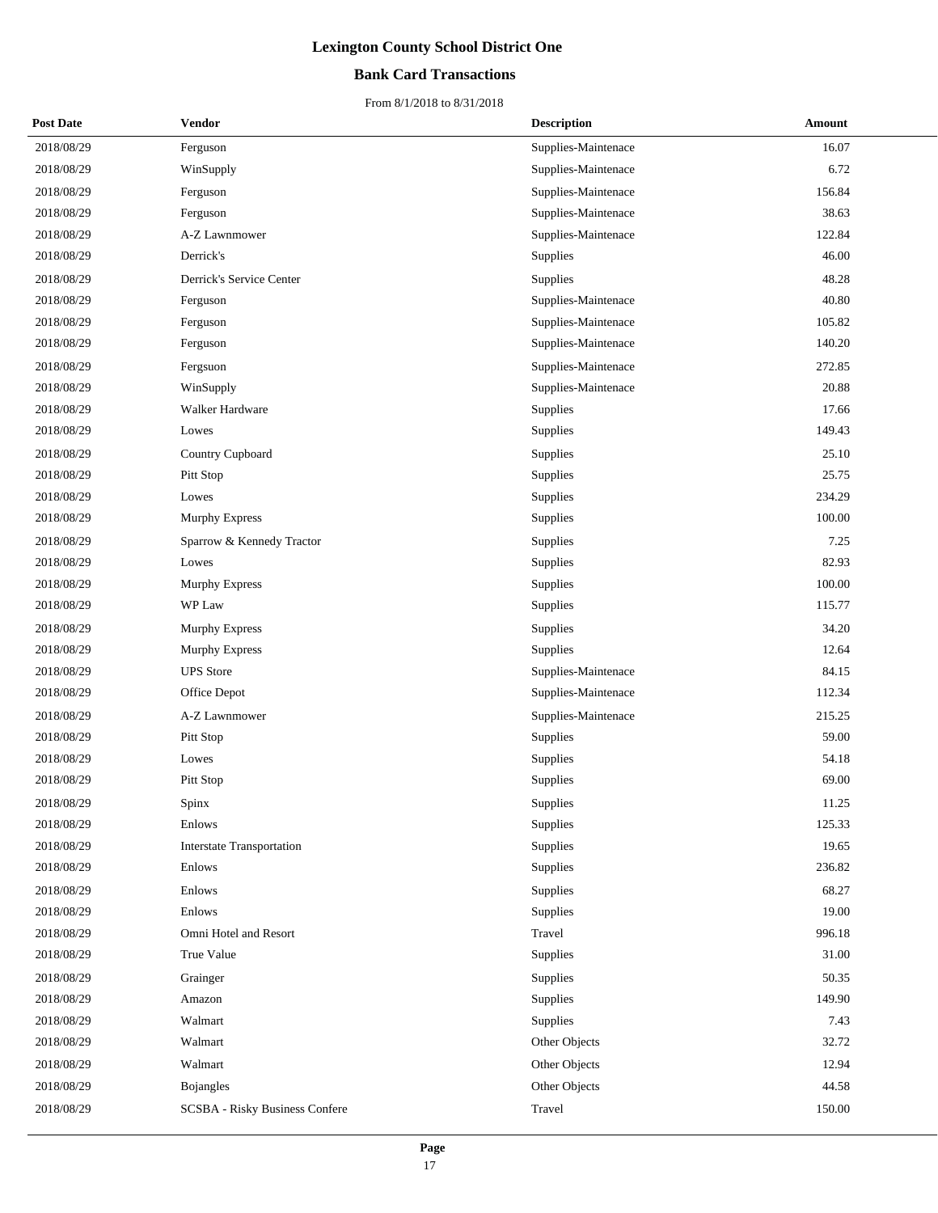# Lexington County School District One

## Bank Card Transactions

From 8/1/2018 to 8/31/2018

| Post Date | Vendor | Description | Amount |
|---|---|---|---|
| 2018/08/29 | Ferguson | Supplies-Maintenace | 16.07 |
| 2018/08/29 | WinSupply | Supplies-Maintenace | 6.72 |
| 2018/08/29 | Ferguson | Supplies-Maintenace | 156.84 |
| 2018/08/29 | Ferguson | Supplies-Maintenace | 38.63 |
| 2018/08/29 | A-Z Lawnmower | Supplies-Maintenace | 122.84 |
| 2018/08/29 | Derrick's | Supplies | 46.00 |
| 2018/08/29 | Derrick's Service Center | Supplies | 48.28 |
| 2018/08/29 | Ferguson | Supplies-Maintenace | 40.80 |
| 2018/08/29 | Ferguson | Supplies-Maintenace | 105.82 |
| 2018/08/29 | Ferguson | Supplies-Maintenace | 140.20 |
| 2018/08/29 | Fergsuon | Supplies-Maintenace | 272.85 |
| 2018/08/29 | WinSupply | Supplies-Maintenace | 20.88 |
| 2018/08/29 | Walker Hardware | Supplies | 17.66 |
| 2018/08/29 | Lowes | Supplies | 149.43 |
| 2018/08/29 | Country Cupboard | Supplies | 25.10 |
| 2018/08/29 | Pitt Stop | Supplies | 25.75 |
| 2018/08/29 | Lowes | Supplies | 234.29 |
| 2018/08/29 | Murphy Express | Supplies | 100.00 |
| 2018/08/29 | Sparrow & Kennedy Tractor | Supplies | 7.25 |
| 2018/08/29 | Lowes | Supplies | 82.93 |
| 2018/08/29 | Murphy Express | Supplies | 100.00 |
| 2018/08/29 | WP Law | Supplies | 115.77 |
| 2018/08/29 | Murphy Express | Supplies | 34.20 |
| 2018/08/29 | Murphy Express | Supplies | 12.64 |
| 2018/08/29 | UPS Store | Supplies-Maintenace | 84.15 |
| 2018/08/29 | Office Depot | Supplies-Maintenace | 112.34 |
| 2018/08/29 | A-Z Lawnmower | Supplies-Maintenace | 215.25 |
| 2018/08/29 | Pitt Stop | Supplies | 59.00 |
| 2018/08/29 | Lowes | Supplies | 54.18 |
| 2018/08/29 | Pitt Stop | Supplies | 69.00 |
| 2018/08/29 | Spinx | Supplies | 11.25 |
| 2018/08/29 | Enlows | Supplies | 125.33 |
| 2018/08/29 | Interstate Transportation | Supplies | 19.65 |
| 2018/08/29 | Enlows | Supplies | 236.82 |
| 2018/08/29 | Enlows | Supplies | 68.27 |
| 2018/08/29 | Enlows | Supplies | 19.00 |
| 2018/08/29 | Omni Hotel and Resort | Travel | 996.18 |
| 2018/08/29 | True Value | Supplies | 31.00 |
| 2018/08/29 | Grainger | Supplies | 50.35 |
| 2018/08/29 | Amazon | Supplies | 149.90 |
| 2018/08/29 | Walmart | Supplies | 7.43 |
| 2018/08/29 | Walmart | Other Objects | 32.72 |
| 2018/08/29 | Walmart | Other Objects | 12.94 |
| 2018/08/29 | Bojangles | Other Objects | 44.58 |
| 2018/08/29 | SCSBA - Risky Business Confere | Travel | 150.00 |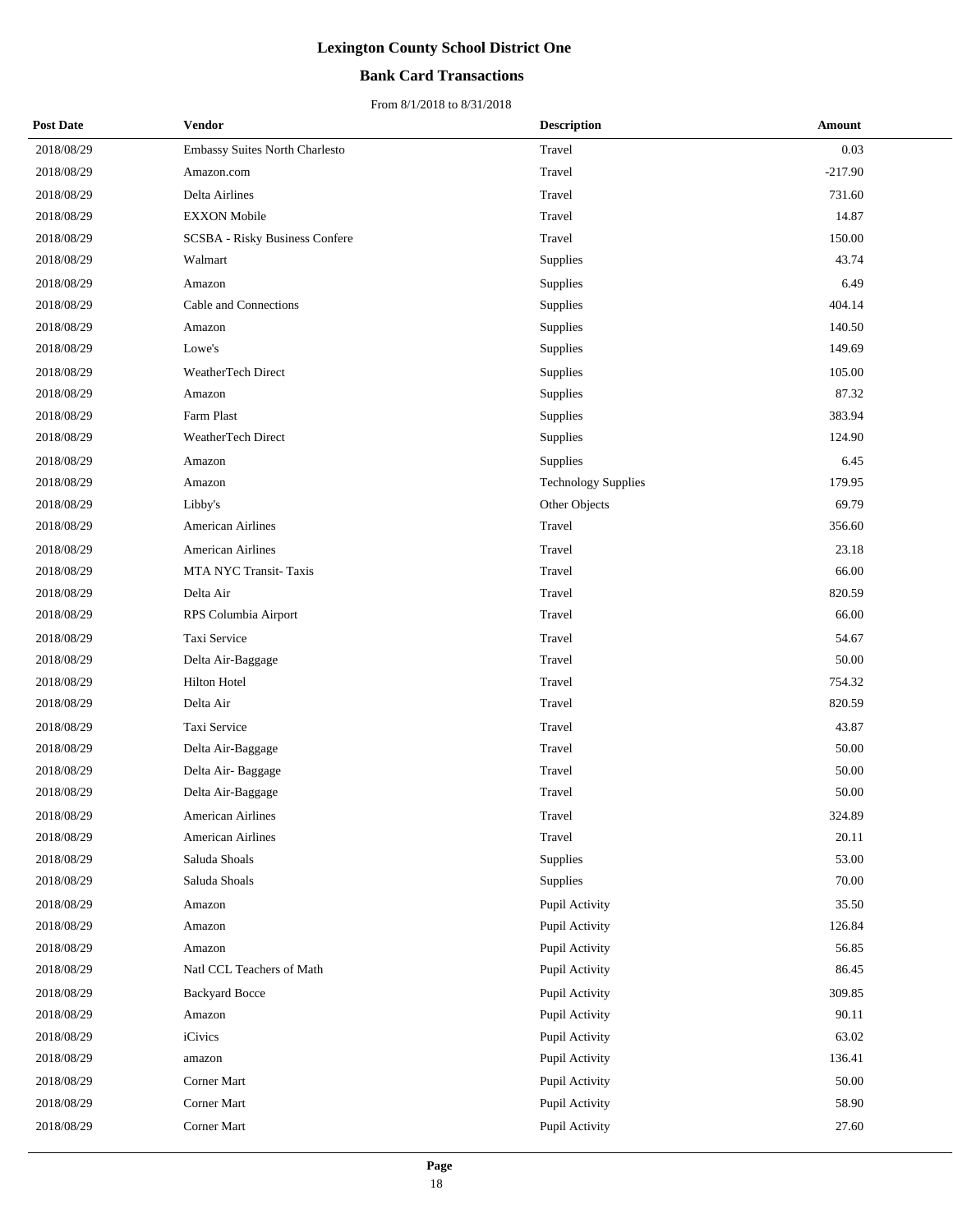# Lexington County School District One

## Bank Card Transactions

From 8/1/2018 to 8/31/2018

| Post Date | Vendor | Description | Amount |
|---|---|---|---|
| 2018/08/29 | Embassy Suites North Charlesto | Travel | 0.03 |
| 2018/08/29 | Amazon.com | Travel | -217.90 |
| 2018/08/29 | Delta Airlines | Travel | 731.60 |
| 2018/08/29 | EXXON Mobile | Travel | 14.87 |
| 2018/08/29 | SCSBA - Risky Business Confere | Travel | 150.00 |
| 2018/08/29 | Walmart | Supplies | 43.74 |
| 2018/08/29 | Amazon | Supplies | 6.49 |
| 2018/08/29 | Cable and Connections | Supplies | 404.14 |
| 2018/08/29 | Amazon | Supplies | 140.50 |
| 2018/08/29 | Lowe's | Supplies | 149.69 |
| 2018/08/29 | WeatherTech Direct | Supplies | 105.00 |
| 2018/08/29 | Amazon | Supplies | 87.32 |
| 2018/08/29 | Farm Plast | Supplies | 383.94 |
| 2018/08/29 | WeatherTech Direct | Supplies | 124.90 |
| 2018/08/29 | Amazon | Supplies | 6.45 |
| 2018/08/29 | Amazon | Technology Supplies | 179.95 |
| 2018/08/29 | Libby's | Other Objects | 69.79 |
| 2018/08/29 | American Airlines | Travel | 356.60 |
| 2018/08/29 | American Airlines | Travel | 23.18 |
| 2018/08/29 | MTA NYC Transit- Taxis | Travel | 66.00 |
| 2018/08/29 | Delta Air | Travel | 820.59 |
| 2018/08/29 | RPS Columbia Airport | Travel | 66.00 |
| 2018/08/29 | Taxi Service | Travel | 54.67 |
| 2018/08/29 | Delta Air-Baggage | Travel | 50.00 |
| 2018/08/29 | Hilton Hotel | Travel | 754.32 |
| 2018/08/29 | Delta Air | Travel | 820.59 |
| 2018/08/29 | Taxi Service | Travel | 43.87 |
| 2018/08/29 | Delta Air-Baggage | Travel | 50.00 |
| 2018/08/29 | Delta Air- Baggage | Travel | 50.00 |
| 2018/08/29 | Delta Air-Baggage | Travel | 50.00 |
| 2018/08/29 | American Airlines | Travel | 324.89 |
| 2018/08/29 | American Airlines | Travel | 20.11 |
| 2018/08/29 | Saluda Shoals | Supplies | 53.00 |
| 2018/08/29 | Saluda Shoals | Supplies | 70.00 |
| 2018/08/29 | Amazon | Pupil Activity | 35.50 |
| 2018/08/29 | Amazon | Pupil Activity | 126.84 |
| 2018/08/29 | Amazon | Pupil Activity | 56.85 |
| 2018/08/29 | Natl CCL Teachers of Math | Pupil Activity | 86.45 |
| 2018/08/29 | Backyard Bocce | Pupil Activity | 309.85 |
| 2018/08/29 | Amazon | Pupil Activity | 90.11 |
| 2018/08/29 | iCivics | Pupil Activity | 63.02 |
| 2018/08/29 | amazon | Pupil Activity | 136.41 |
| 2018/08/29 | Corner Mart | Pupil Activity | 50.00 |
| 2018/08/29 | Corner Mart | Pupil Activity | 58.90 |
| 2018/08/29 | Corner Mart | Pupil Activity | 27.60 |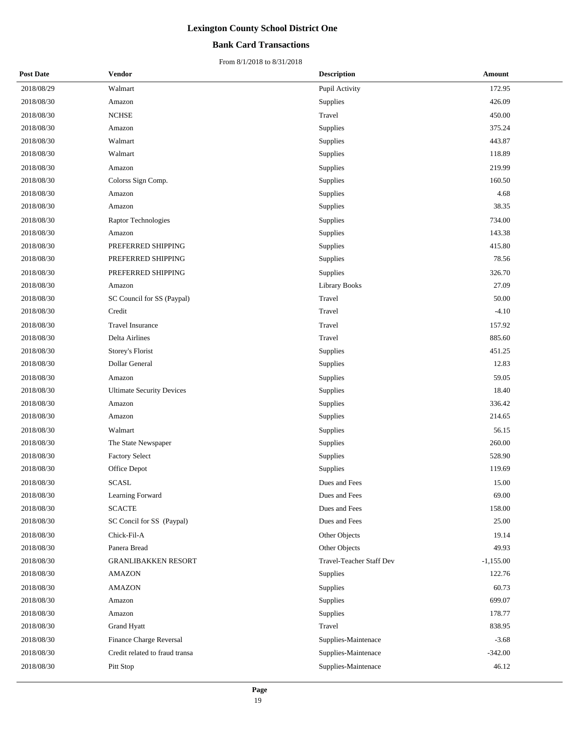# Lexington County School District One

## Bank Card Transactions

From 8/1/2018 to 8/31/2018

| Post Date | Vendor | Description | Amount |
|---|---|---|---|
| 2018/08/29 | Walmart | Pupil Activity | 172.95 |
| 2018/08/30 | Amazon | Supplies | 426.09 |
| 2018/08/30 | NCHSE | Travel | 450.00 |
| 2018/08/30 | Amazon | Supplies | 375.24 |
| 2018/08/30 | Walmart | Supplies | 443.87 |
| 2018/08/30 | Walmart | Supplies | 118.89 |
| 2018/08/30 | Amazon | Supplies | 219.99 |
| 2018/08/30 | Colorss Sign Comp. | Supplies | 160.50 |
| 2018/08/30 | Amazon | Supplies | 4.68 |
| 2018/08/30 | Amazon | Supplies | 38.35 |
| 2018/08/30 | Raptor Technologies | Supplies | 734.00 |
| 2018/08/30 | Amazon | Supplies | 143.38 |
| 2018/08/30 | PREFERRED SHIPPING | Supplies | 415.80 |
| 2018/08/30 | PREFERRED SHIPPING | Supplies | 78.56 |
| 2018/08/30 | PREFERRED SHIPPING | Supplies | 326.70 |
| 2018/08/30 | Amazon | Library Books | 27.09 |
| 2018/08/30 | SC Council for SS (Paypal) | Travel | 50.00 |
| 2018/08/30 | Credit | Travel | -4.10 |
| 2018/08/30 | Travel Insurance | Travel | 157.92 |
| 2018/08/30 | Delta Airlines | Travel | 885.60 |
| 2018/08/30 | Storey's Florist | Supplies | 451.25 |
| 2018/08/30 | Dollar General | Supplies | 12.83 |
| 2018/08/30 | Amazon | Supplies | 59.05 |
| 2018/08/30 | Ultimate Security Devices | Supplies | 18.40 |
| 2018/08/30 | Amazon | Supplies | 336.42 |
| 2018/08/30 | Amazon | Supplies | 214.65 |
| 2018/08/30 | Walmart | Supplies | 56.15 |
| 2018/08/30 | The State Newspaper | Supplies | 260.00 |
| 2018/08/30 | Factory Select | Supplies | 528.90 |
| 2018/08/30 | Office Depot | Supplies | 119.69 |
| 2018/08/30 | SCASL | Dues and Fees | 15.00 |
| 2018/08/30 | Learning Forward | Dues and Fees | 69.00 |
| 2018/08/30 | SCACTE | Dues and Fees | 158.00 |
| 2018/08/30 | SC Concil for SS (Paypal) | Dues and Fees | 25.00 |
| 2018/08/30 | Chick-Fil-A | Other Objects | 19.14 |
| 2018/08/30 | Panera Bread | Other Objects | 49.93 |
| 2018/08/30 | GRANLIBAKKEN RESORT | Travel-Teacher Staff Dev | -1,155.00 |
| 2018/08/30 | AMAZON | Supplies | 122.76 |
| 2018/08/30 | AMAZON | Supplies | 60.73 |
| 2018/08/30 | Amazon | Supplies | 699.07 |
| 2018/08/30 | Amazon | Supplies | 178.77 |
| 2018/08/30 | Grand Hyatt | Travel | 838.95 |
| 2018/08/30 | Finance Charge Reversal | Supplies-Maintenace | -3.68 |
| 2018/08/30 | Credit related to fraud transa | Supplies-Maintenace | -342.00 |
| 2018/08/30 | Pitt Stop | Supplies-Maintenace | 46.12 |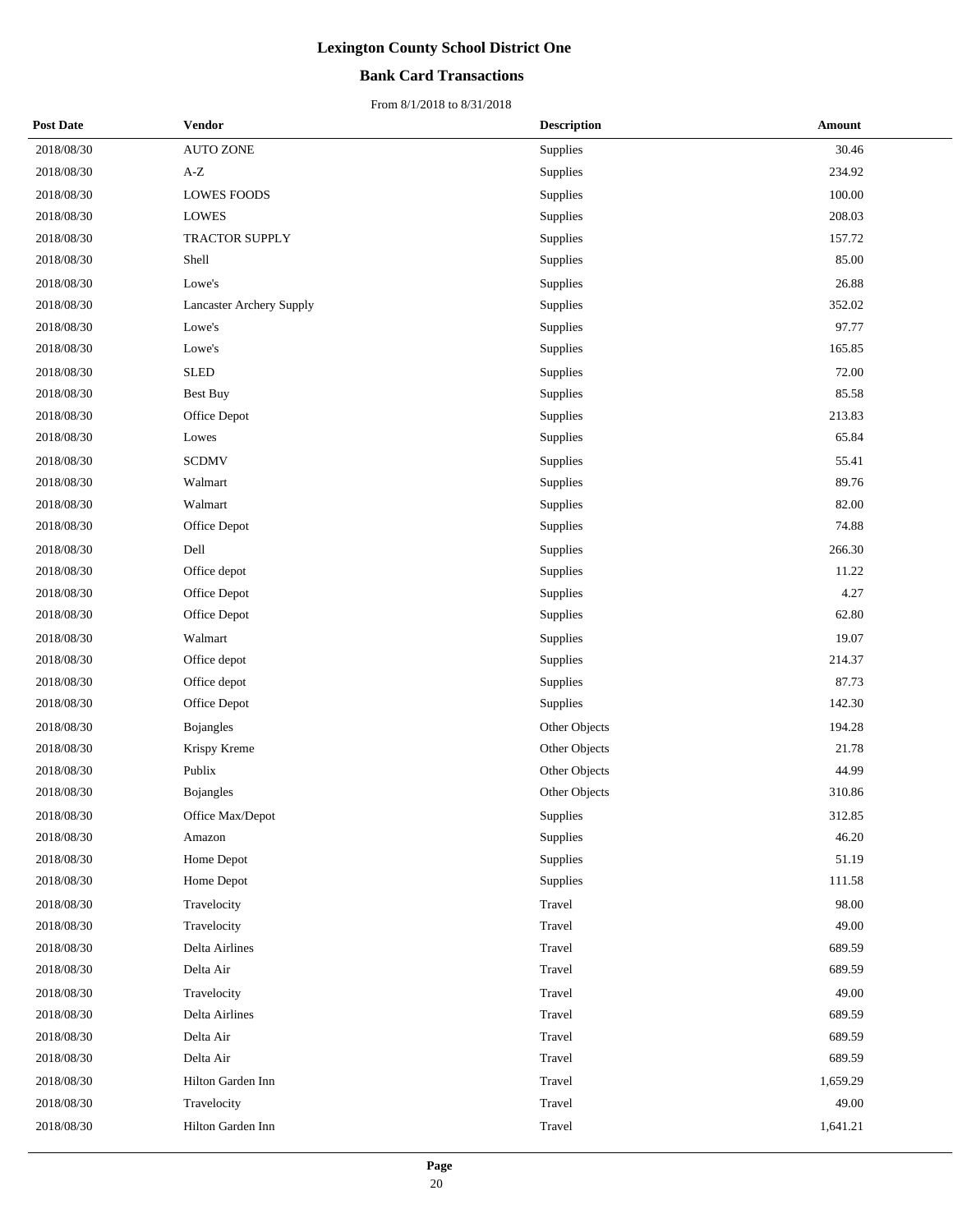# Lexington County School District One

## Bank Card Transactions

From 8/1/2018 to 8/31/2018

| Post Date | Vendor | Description | Amount |
|---|---|---|---|
| 2018/08/30 | AUTO ZONE | Supplies | 30.46 |
| 2018/08/30 | A-Z | Supplies | 234.92 |
| 2018/08/30 | LOWES FOODS | Supplies | 100.00 |
| 2018/08/30 | LOWES | Supplies | 208.03 |
| 2018/08/30 | TRACTOR SUPPLY | Supplies | 157.72 |
| 2018/08/30 | Shell | Supplies | 85.00 |
| 2018/08/30 | Lowe's | Supplies | 26.88 |
| 2018/08/30 | Lancaster Archery Supply | Supplies | 352.02 |
| 2018/08/30 | Lowe's | Supplies | 97.77 |
| 2018/08/30 | Lowe's | Supplies | 165.85 |
| 2018/08/30 | SLED | Supplies | 72.00 |
| 2018/08/30 | Best Buy | Supplies | 85.58 |
| 2018/08/30 | Office Depot | Supplies | 213.83 |
| 2018/08/30 | Lowes | Supplies | 65.84 |
| 2018/08/30 | SCDMV | Supplies | 55.41 |
| 2018/08/30 | Walmart | Supplies | 89.76 |
| 2018/08/30 | Walmart | Supplies | 82.00 |
| 2018/08/30 | Office Depot | Supplies | 74.88 |
| 2018/08/30 | Dell | Supplies | 266.30 |
| 2018/08/30 | Office depot | Supplies | 11.22 |
| 2018/08/30 | Office Depot | Supplies | 4.27 |
| 2018/08/30 | Office Depot | Supplies | 62.80 |
| 2018/08/30 | Walmart | Supplies | 19.07 |
| 2018/08/30 | Office depot | Supplies | 214.37 |
| 2018/08/30 | Office depot | Supplies | 87.73 |
| 2018/08/30 | Office Depot | Supplies | 142.30 |
| 2018/08/30 | Bojangles | Other Objects | 194.28 |
| 2018/08/30 | Krispy Kreme | Other Objects | 21.78 |
| 2018/08/30 | Publix | Other Objects | 44.99 |
| 2018/08/30 | Bojangles | Other Objects | 310.86 |
| 2018/08/30 | Office Max/Depot | Supplies | 312.85 |
| 2018/08/30 | Amazon | Supplies | 46.20 |
| 2018/08/30 | Home Depot | Supplies | 51.19 |
| 2018/08/30 | Home Depot | Supplies | 111.58 |
| 2018/08/30 | Travelocity | Travel | 98.00 |
| 2018/08/30 | Travelocity | Travel | 49.00 |
| 2018/08/30 | Delta Airlines | Travel | 689.59 |
| 2018/08/30 | Delta Air | Travel | 689.59 |
| 2018/08/30 | Travelocity | Travel | 49.00 |
| 2018/08/30 | Delta Airlines | Travel | 689.59 |
| 2018/08/30 | Delta Air | Travel | 689.59 |
| 2018/08/30 | Delta Air | Travel | 689.59 |
| 2018/08/30 | Hilton Garden Inn | Travel | 1,659.29 |
| 2018/08/30 | Travelocity | Travel | 49.00 |
| 2018/08/30 | Hilton Garden Inn | Travel | 1,641.21 |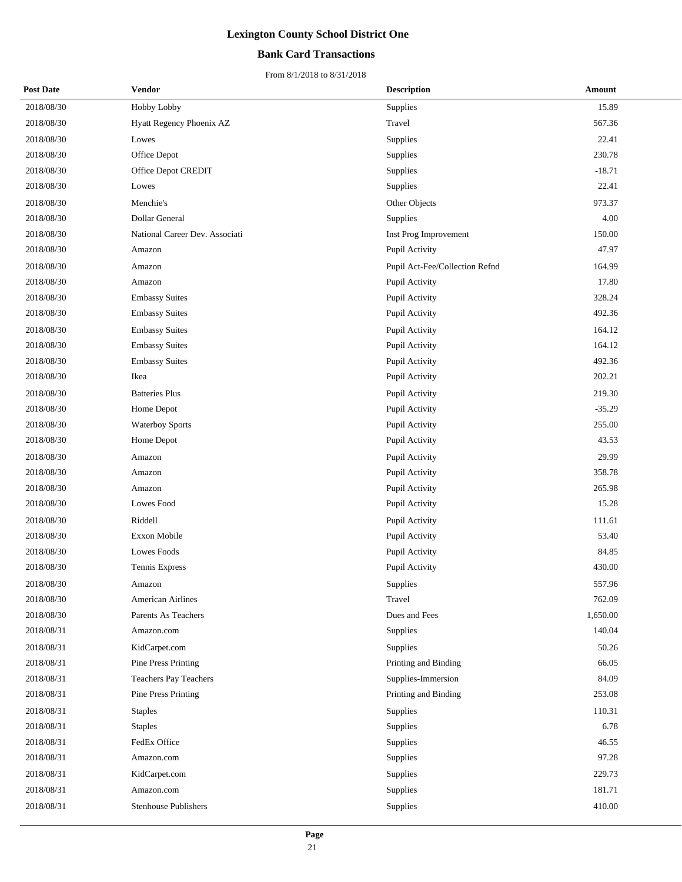# Lexington County School District One

## Bank Card Transactions

From 8/1/2018 to 8/31/2018

| Post Date | Vendor | Description | Amount |
|---|---|---|---|
| 2018/08/30 | Hobby Lobby | Supplies | 15.89 |
| 2018/08/30 | Hyatt Regency Phoenix AZ | Travel | 567.36 |
| 2018/08/30 | Lowes | Supplies | 22.41 |
| 2018/08/30 | Office Depot | Supplies | 230.78 |
| 2018/08/30 | Office Depot CREDIT | Supplies | -18.71 |
| 2018/08/30 | Lowes | Supplies | 22.41 |
| 2018/08/30 | Menchie's | Other Objects | 973.37 |
| 2018/08/30 | Dollar General | Supplies | 4.00 |
| 2018/08/30 | National Career Dev. Associati | Inst Prog Improvement | 150.00 |
| 2018/08/30 | Amazon | Pupil Activity | 47.97 |
| 2018/08/30 | Amazon | Pupil Act-Fee/Collection Refnd | 164.99 |
| 2018/08/30 | Amazon | Pupil Activity | 17.80 |
| 2018/08/30 | Embassy Suites | Pupil Activity | 328.24 |
| 2018/08/30 | Embassy Suites | Pupil Activity | 492.36 |
| 2018/08/30 | Embassy Suites | Pupil Activity | 164.12 |
| 2018/08/30 | Embassy Suites | Pupil Activity | 164.12 |
| 2018/08/30 | Embassy Suites | Pupil Activity | 492.36 |
| 2018/08/30 | Ikea | Pupil Activity | 202.21 |
| 2018/08/30 | Batteries Plus | Pupil Activity | 219.30 |
| 2018/08/30 | Home Depot | Pupil Activity | -35.29 |
| 2018/08/30 | Waterboy Sports | Pupil Activity | 255.00 |
| 2018/08/30 | Home Depot | Pupil Activity | 43.53 |
| 2018/08/30 | Amazon | Pupil Activity | 29.99 |
| 2018/08/30 | Amazon | Pupil Activity | 358.78 |
| 2018/08/30 | Amazon | Pupil Activity | 265.98 |
| 2018/08/30 | Lowes Food | Pupil Activity | 15.28 |
| 2018/08/30 | Riddell | Pupil Activity | 111.61 |
| 2018/08/30 | Exxon Mobile | Pupil Activity | 53.40 |
| 2018/08/30 | Lowes Foods | Pupil Activity | 84.85 |
| 2018/08/30 | Tennis Express | Pupil Activity | 430.00 |
| 2018/08/30 | Amazon | Supplies | 557.96 |
| 2018/08/30 | American Airlines | Travel | 762.09 |
| 2018/08/30 | Parents As Teachers | Dues and Fees | 1,650.00 |
| 2018/08/31 | Amazon.com | Supplies | 140.04 |
| 2018/08/31 | KidCarpet.com | Supplies | 50.26 |
| 2018/08/31 | Pine Press Printing | Printing and Binding | 66.05 |
| 2018/08/31 | Teachers Pay Teachers | Supplies-Immersion | 84.09 |
| 2018/08/31 | Pine Press Printing | Printing and Binding | 253.08 |
| 2018/08/31 | Staples | Supplies | 110.31 |
| 2018/08/31 | Staples | Supplies | 6.78 |
| 2018/08/31 | FedEx Office | Supplies | 46.55 |
| 2018/08/31 | Amazon.com | Supplies | 97.28 |
| 2018/08/31 | KidCarpet.com | Supplies | 229.73 |
| 2018/08/31 | Amazon.com | Supplies | 181.71 |
| 2018/08/31 | Stenhouse Publishers | Supplies | 410.00 |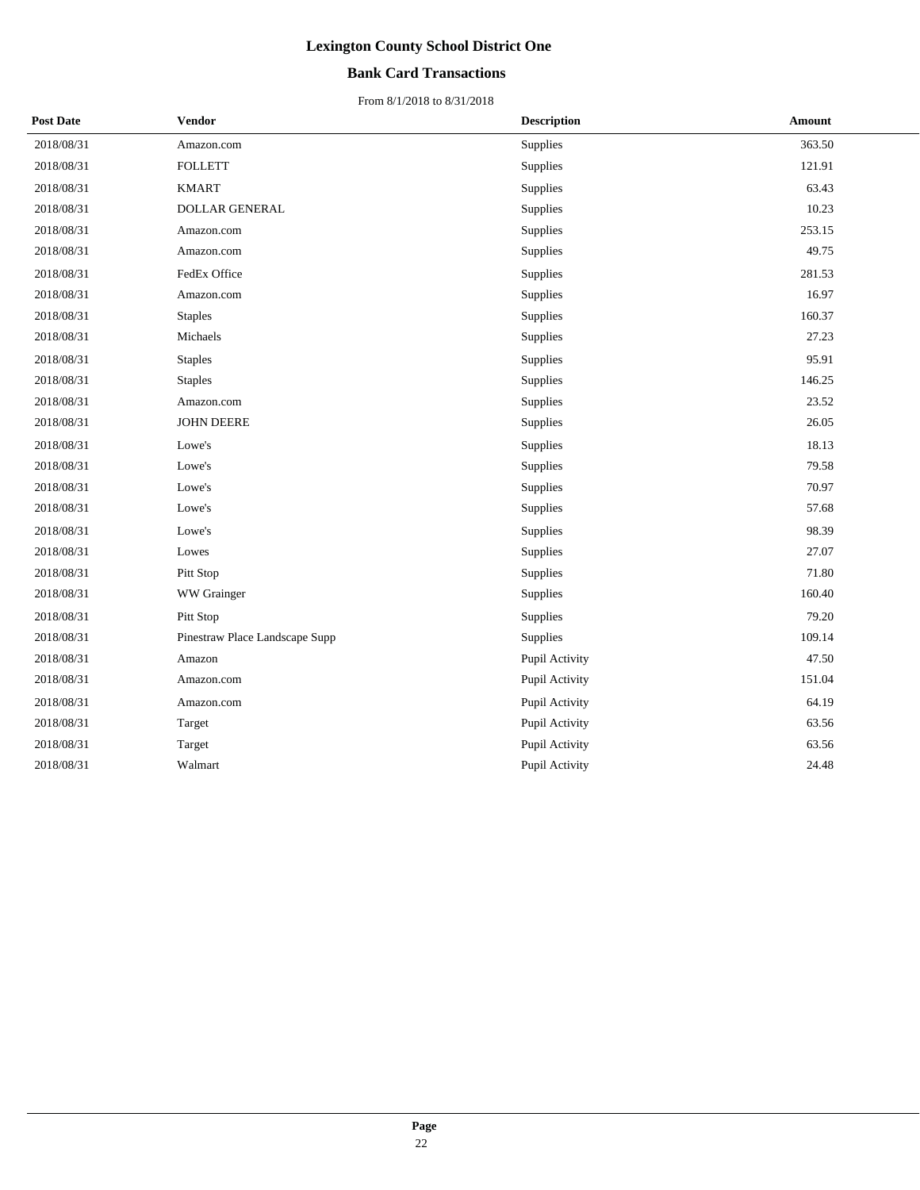# Lexington County School District One

## Bank Card Transactions

From 8/1/2018 to 8/31/2018

| Post Date | Vendor | Description | Amount |
|---|---|---|---|
| 2018/08/31 | Amazon.com | Supplies | 363.50 |
| 2018/08/31 | FOLLETT | Supplies | 121.91 |
| 2018/08/31 | KMART | Supplies | 63.43 |
| 2018/08/31 | DOLLAR GENERAL | Supplies | 10.23 |
| 2018/08/31 | Amazon.com | Supplies | 253.15 |
| 2018/08/31 | Amazon.com | Supplies | 49.75 |
| 2018/08/31 | FedEx Office | Supplies | 281.53 |
| 2018/08/31 | Amazon.com | Supplies | 16.97 |
| 2018/08/31 | Staples | Supplies | 160.37 |
| 2018/08/31 | Michaels | Supplies | 27.23 |
| 2018/08/31 | Staples | Supplies | 95.91 |
| 2018/08/31 | Staples | Supplies | 146.25 |
| 2018/08/31 | Amazon.com | Supplies | 23.52 |
| 2018/08/31 | JOHN DEERE | Supplies | 26.05 |
| 2018/08/31 | Lowe's | Supplies | 18.13 |
| 2018/08/31 | Lowe's | Supplies | 79.58 |
| 2018/08/31 | Lowe's | Supplies | 70.97 |
| 2018/08/31 | Lowe's | Supplies | 57.68 |
| 2018/08/31 | Lowe's | Supplies | 98.39 |
| 2018/08/31 | Lowes | Supplies | 27.07 |
| 2018/08/31 | Pitt Stop | Supplies | 71.80 |
| 2018/08/31 | WW Grainger | Supplies | 160.40 |
| 2018/08/31 | Pitt Stop | Supplies | 79.20 |
| 2018/08/31 | Pinestraw Place Landscape Supp | Supplies | 109.14 |
| 2018/08/31 | Amazon | Pupil Activity | 47.50 |
| 2018/08/31 | Amazon.com | Pupil Activity | 151.04 |
| 2018/08/31 | Amazon.com | Pupil Activity | 64.19 |
| 2018/08/31 | Target | Pupil Activity | 63.56 |
| 2018/08/31 | Target | Pupil Activity | 63.56 |
| 2018/08/31 | Walmart | Pupil Activity | 24.48 |